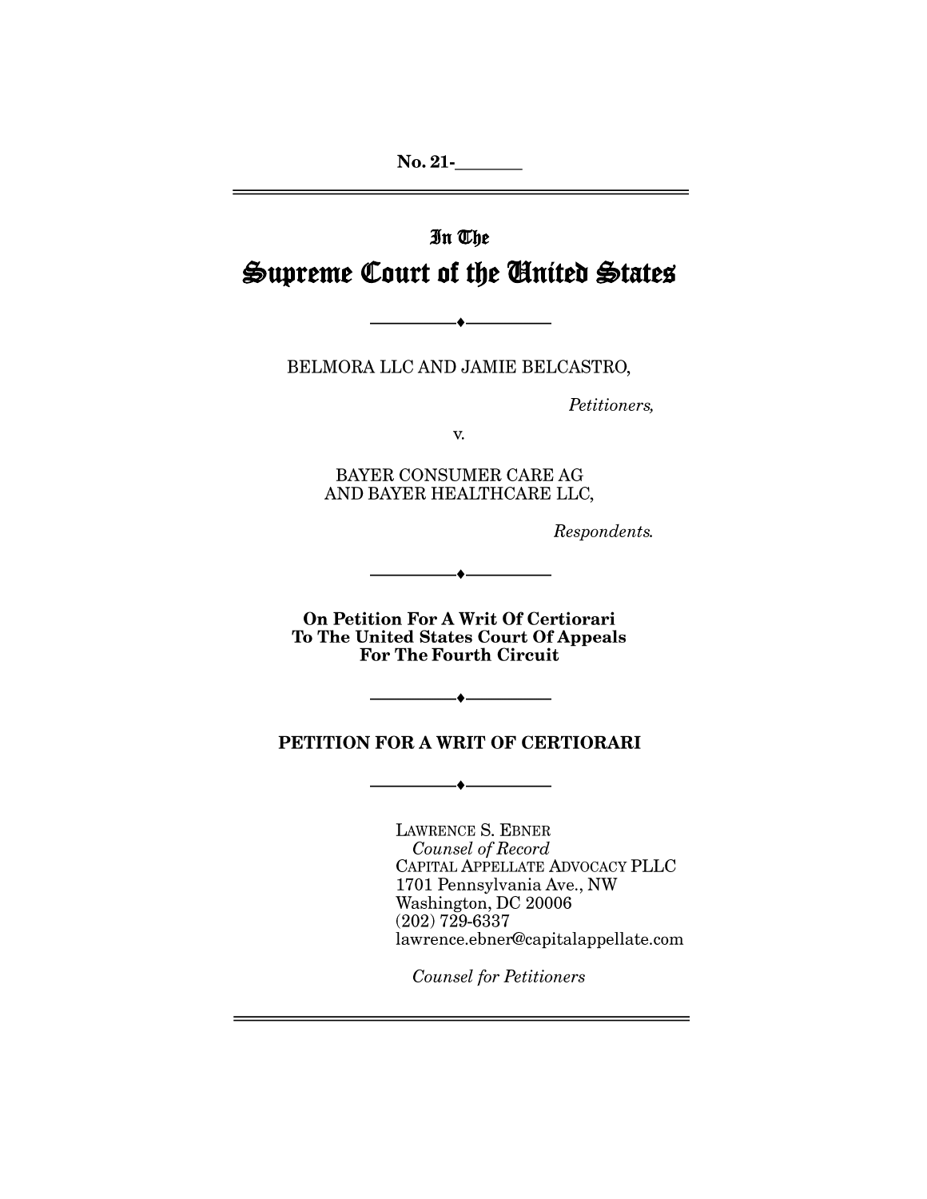No. 21-________

In The

# Supreme Court of the United States

---

BELMORA LLC AND JAMIE BELCASTRO,

*Petitioners,*

v.

BAYER CONSUMER CARE AG AND BAYER HEALTHCARE LLC,

*Respondents.*

---

**On Petition For A Writ Of Certiorari To The United States Court Of Appeals For The Fourth Circuit**

---

**PETITION FOR A WRIT OF CERTIORARI**

---

LAWRENCE S. EBNER
*Counsel of Record*
CAPITAL APPELLATE ADVOCACY PLLC
1701 Pennsylvania Ave., NW
Washington, DC 20006
(202) 729-6337
lawrence.ebner@capitalappellate.com

*Counsel for Petitioners*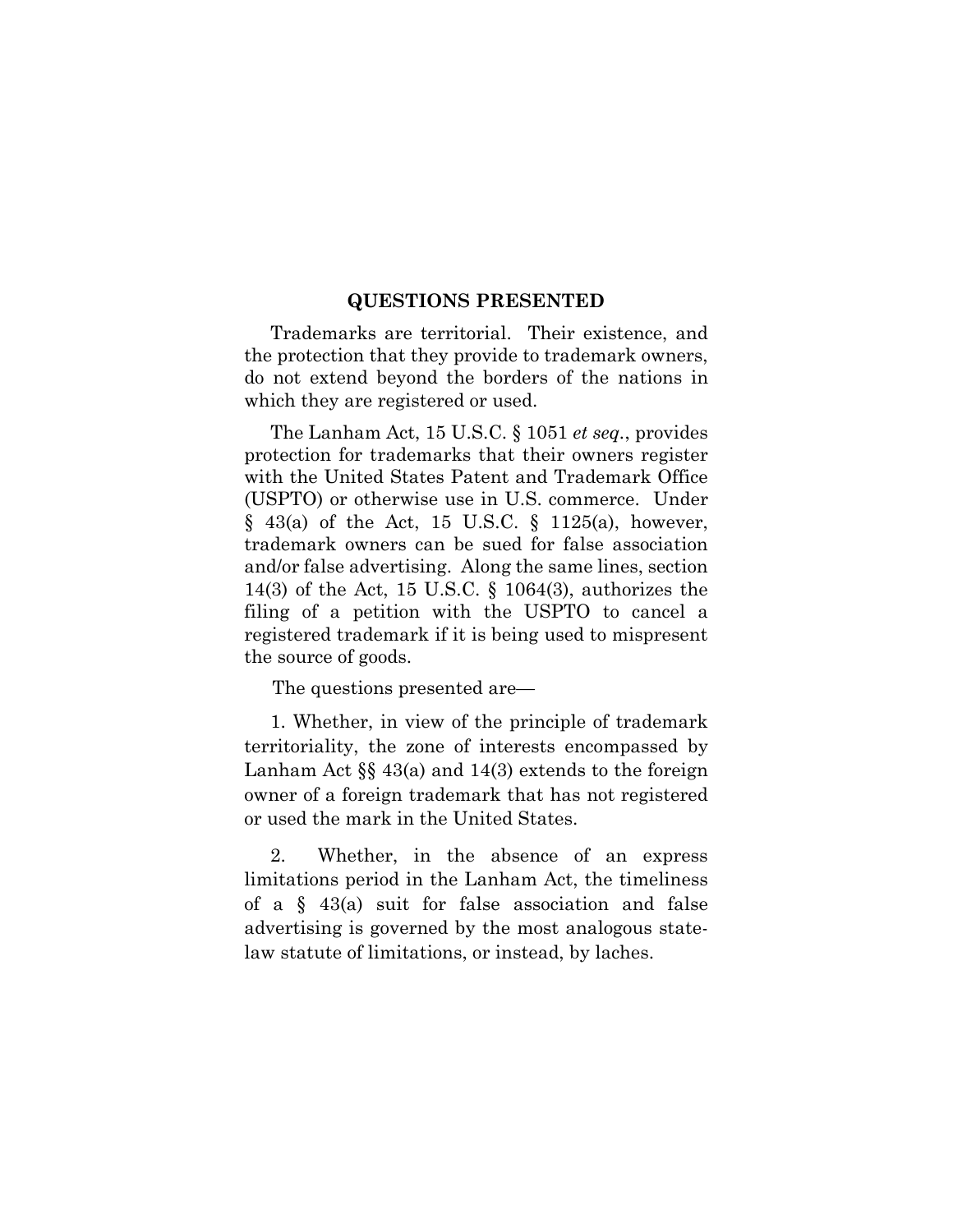## QUESTIONS PRESENTED

Trademarks are territorial. Their existence, and the protection that they provide to trademark owners, do not extend beyond the borders of the nations in which they are registered or used.

The Lanham Act, 15 U.S.C. § 1051 *et seq.*, provides protection for trademarks that their owners register with the United States Patent and Trademark Office (USPTO) or otherwise use in U.S. commerce. Under § 43(a) of the Act, 15 U.S.C. § 1125(a), however, trademark owners can be sued for false association and/or false advertising. Along the same lines, section 14(3) of the Act, 15 U.S.C. § 1064(3), authorizes the filing of a petition with the USPTO to cancel a registered trademark if it is being used to mispresent the source of goods.

The questions presented are—

1. Whether, in view of the principle of trademark territoriality, the zone of interests encompassed by Lanham Act §§ 43(a) and 14(3) extends to the foreign owner of a foreign trademark that has not registered or used the mark in the United States.

2. Whether, in the absence of an express limitations period in the Lanham Act, the timeliness of a § 43(a) suit for false association and false advertising is governed by the most analogous state-law statute of limitations, or instead, by laches.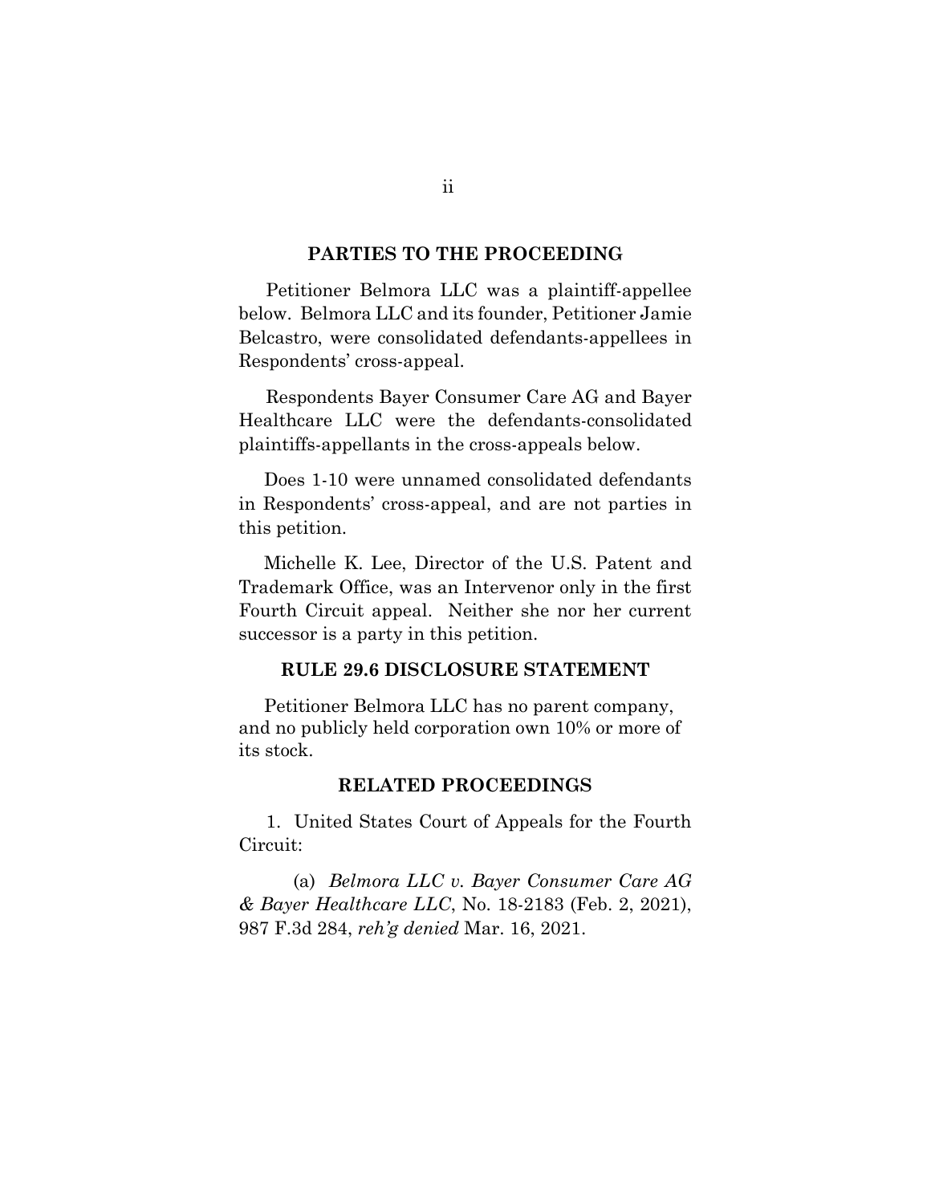## PARTIES TO THE PROCEEDING

Petitioner Belmora LLC was a plaintiff-appellee below. Belmora LLC and its founder, Petitioner Jamie Belcastro, were consolidated defendants-appellees in Respondents' cross-appeal.

Respondents Bayer Consumer Care AG and Bayer Healthcare LLC were the defendants-consolidated plaintiffs-appellants in the cross-appeals below.

Does 1-10 were unnamed consolidated defendants in Respondents' cross-appeal, and are not parties in this petition.

Michelle K. Lee, Director of the U.S. Patent and Trademark Office, was an Intervenor only in the first Fourth Circuit appeal. Neither she nor her current successor is a party in this petition.

## RULE 29.6 DISCLOSURE STATEMENT

Petitioner Belmora LLC has no parent company, and no publicly held corporation own 10% or more of its stock.

## RELATED PROCEEDINGS

1. United States Court of Appeals for the Fourth Circuit:

(a) *Belmora LLC v. Bayer Consumer Care AG & Bayer Healthcare LLC*, No. 18-2183 (Feb. 2, 2021), 987 F.3d 284, *reh'g denied* Mar. 16, 2021.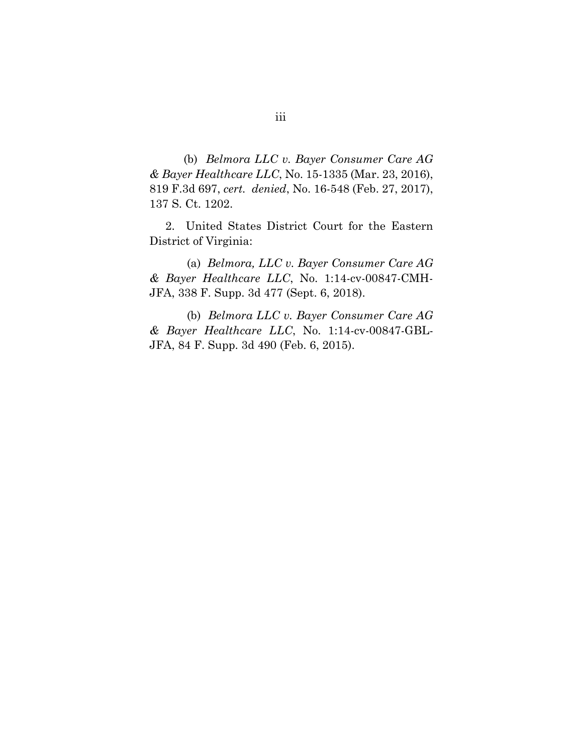(b) *Belmora LLC v. Bayer Consumer Care AG & Bayer Healthcare LLC*, No. 15-1335 (Mar. 23, 2016), 819 F.3d 697, *cert. denied*, No. 16-548 (Feb. 27, 2017), 137 S. Ct. 1202.

2. United States District Court for the Eastern District of Virginia:

(a) *Belmora, LLC v. Bayer Consumer Care AG & Bayer Healthcare LLC*, No. 1:14-cv-00847-CMH-JFA, 338 F. Supp. 3d 477 (Sept. 6, 2018).

(b) *Belmora LLC v. Bayer Consumer Care AG & Bayer Healthcare LLC*, No. 1:14-cv-00847-GBL-JFA, 84 F. Supp. 3d 490 (Feb. 6, 2015).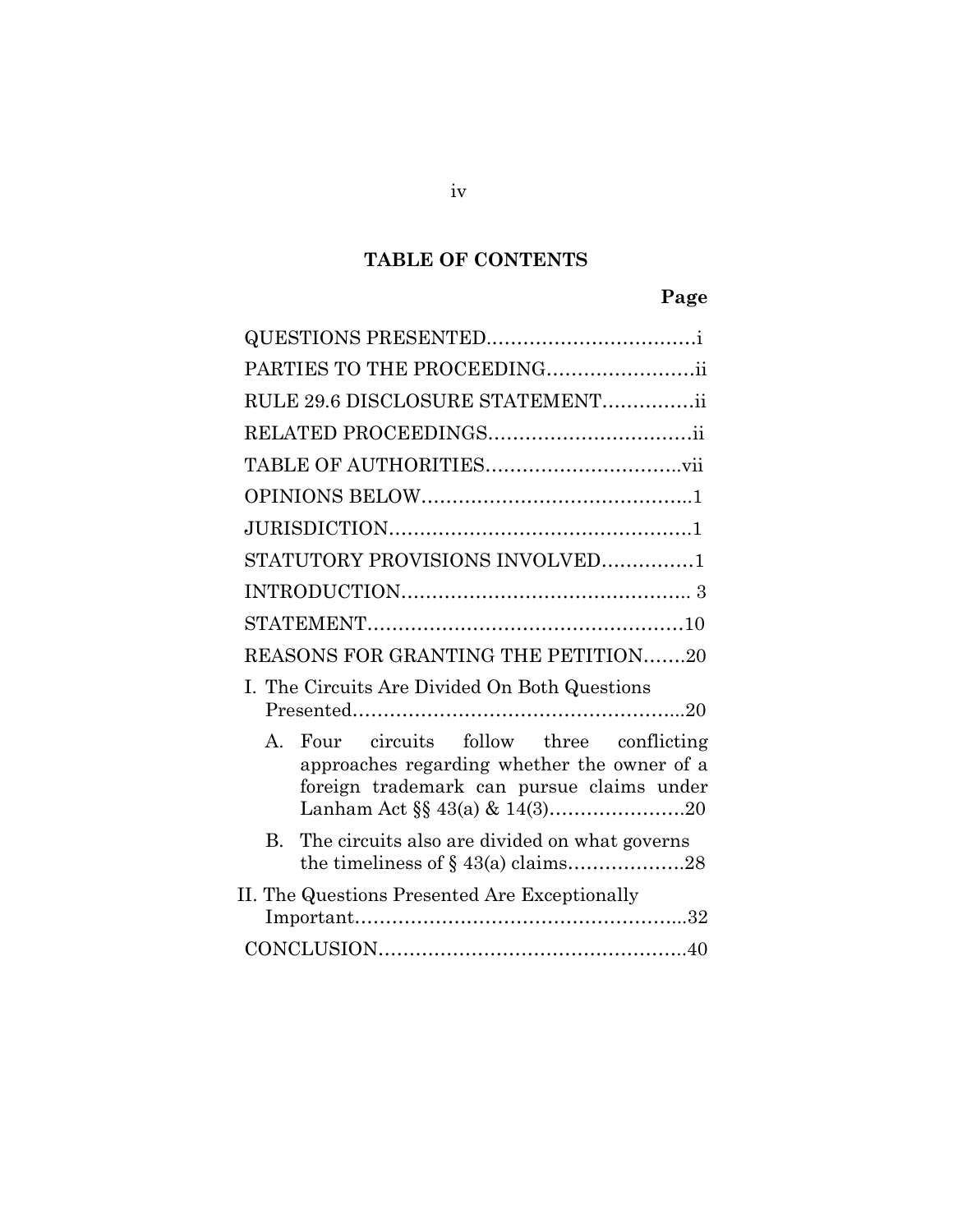## TABLE OF CONTENTS

**Page**

QUESTIONS PRESENTED……………………………i

PARTIES TO THE PROCEEDING……………………ii

RULE 29.6 DISCLOSURE STATEMENT……………ii

RELATED PROCEEDINGS……………………………ii

TABLE OF AUTHORITIES…………………………..vii

OPINIONS BELOW……………………………………..1

JURISDICTION…………………………………………1

STATUTORY PROVISIONS INVOLVED……………1

INTRODUCTION……………………………………….. 3

STATEMENT……………………………………………10

REASONS FOR GRANTING THE PETITION…….20

I. The Circuits Are Divided On Both Questions Presented……………………………………………...20

   A. Four circuits follow three conflicting approaches regarding whether the owner of a foreign trademark can pursue claims under Lanham Act §§ 43(a) & 14(3)………………….20

   B. The circuits also are divided on what governs the timeliness of § 43(a) claims……………….28

II. The Questions Presented Are Exceptionally Important……………………………………………...32

CONCLUSION…………………………………………..40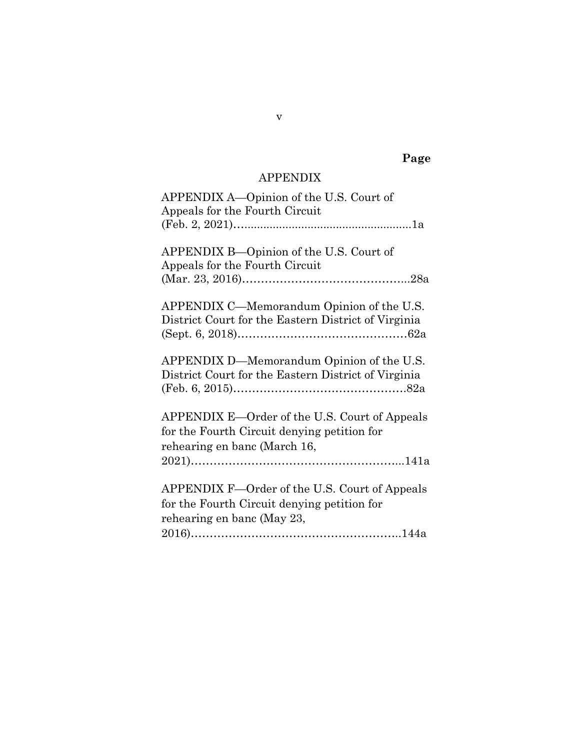**Page**

## APPENDIX

APPENDIX A—Opinion of the U.S. Court of Appeals for the Fourth Circuit (Feb. 2, 2021)........................................................1a

APPENDIX B—Opinion of the U.S. Court of Appeals for the Fourth Circuit (Mar. 23, 2016)……………………………………...28a

APPENDIX C—Memorandum Opinion of the U.S. District Court for the Eastern District of Virginia (Sept. 6, 2018)………………………………………62a

APPENDIX D—Memorandum Opinion of the U.S. District Court for the Eastern District of Virginia (Feb. 6, 2015)…………………………………………82a

APPENDIX E—Order of the U.S. Court of Appeals for the Fourth Circuit denying petition for rehearing en banc (March 16, 2021)…………………………………………………...141a

APPENDIX F—Order of the U.S. Court of Appeals for the Fourth Circuit denying petition for rehearing en banc (May 23, 2016)…………………………………………………..144a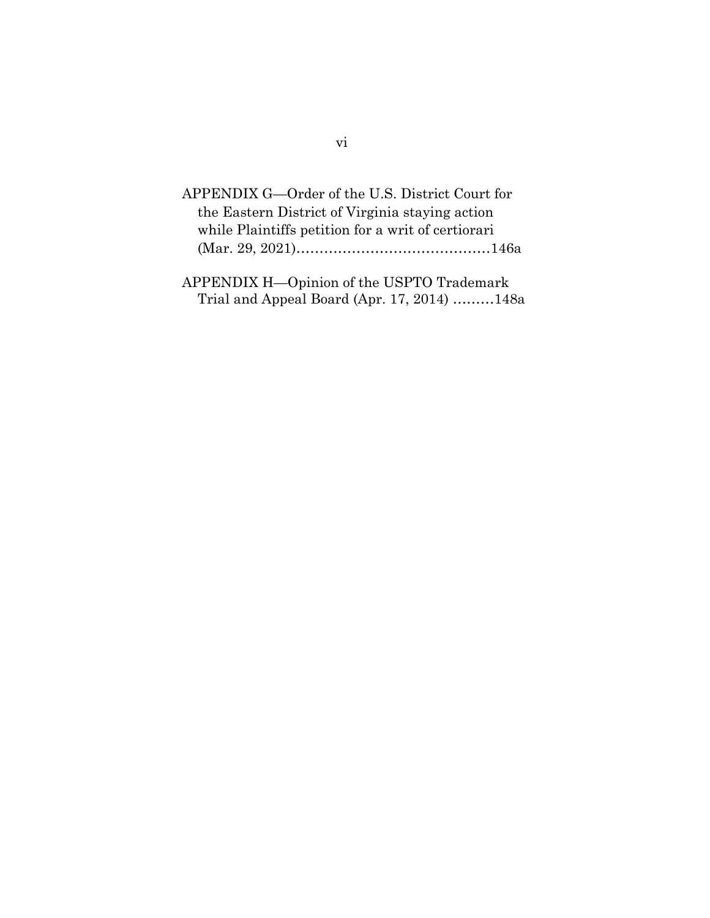APPENDIX G—Order of the U.S. District Court for the Eastern District of Virginia staying action while Plaintiffs petition for a writ of certiorari (Mar. 29, 2021)……………………………………146a

APPENDIX H—Opinion of the USPTO Trademark Trial and Appeal Board (Apr. 17, 2014) ………148a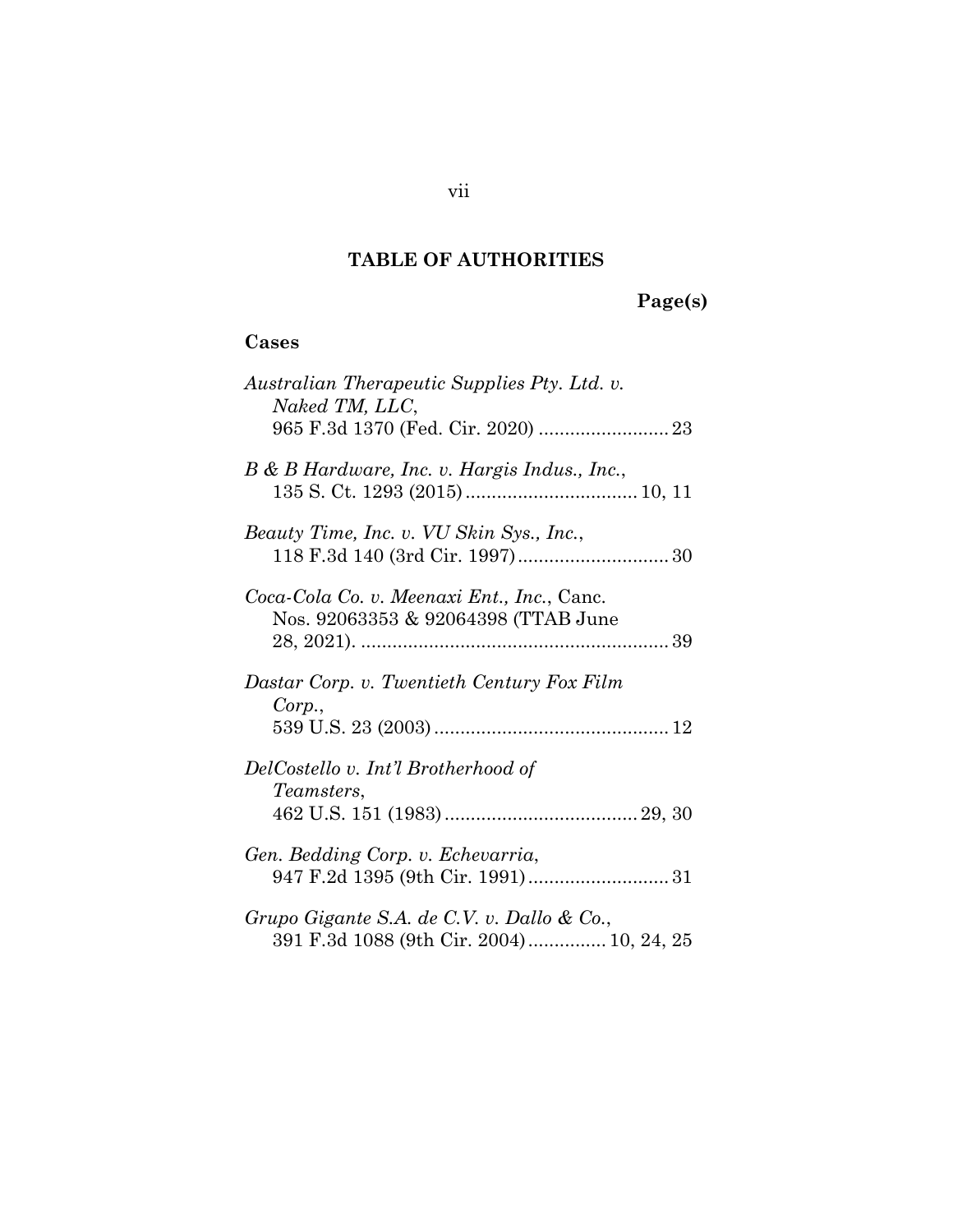# TABLE OF AUTHORITIES

**Page(s)**

## Cases

*Australian Therapeutic Supplies Pty. Ltd. v. Naked TM, LLC*,
965 F.3d 1370 (Fed. Cir. 2020) ......................... 23

*B & B Hardware, Inc. v. Hargis Indus., Inc.*,
135 S. Ct. 1293 (2015) ................................. 10, 11

*Beauty Time, Inc. v. VU Skin Sys., Inc.*,
118 F.3d 140 (3rd Cir. 1997)............................. 30

*Coca-Cola Co. v. Meenaxi Ent., Inc.*, Canc. Nos. 92063353 & 92064398 (TTAB June 28, 2021). ........................................................... 39

*Dastar Corp. v. Twentieth Century Fox Film Corp.*,
539 U.S. 23 (2003) ............................................. 12

*DelCostello v. Int'l Brotherhood of Teamsters*,
462 U.S. 151 (1983) ..................................... 29, 30

*Gen. Bedding Corp. v. Echevarria*,
947 F.2d 1395 (9th Cir. 1991) ........................... 31

*Grupo Gigante S.A. de C.V. v. Dallo & Co.*,
391 F.3d 1088 (9th Cir. 2004) ............... 10, 24, 25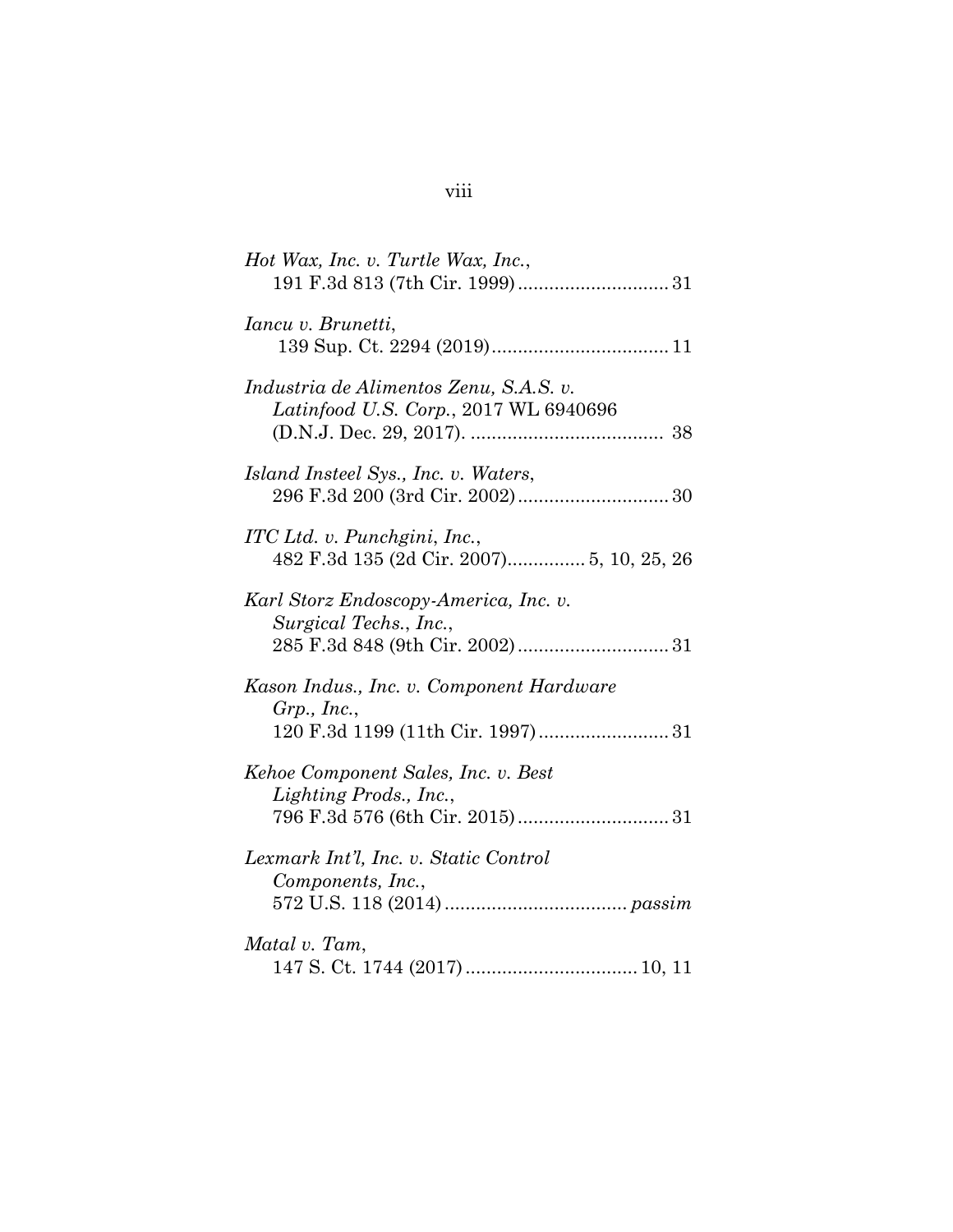*Hot Wax, Inc. v. Turtle Wax, Inc.*,
191 F.3d 813 (7th Cir. 1999)............................ 31

*Iancu v. Brunetti*,
139 Sup. Ct. 2294 (2019)................................. 11

*Industria de Alimentos Zenu, S.A.S. v. Latinfood U.S. Corp.*, 2017 WL 6940696 (D.N.J. Dec. 29, 2017). ..................................... 38

*Island Insteel Sys., Inc. v. Waters*,
296 F.3d 200 (3rd Cir. 2002)............................ 30

*ITC Ltd. v. Punchgini, Inc.*,
482 F.3d 135 (2d Cir. 2007).............. 5, 10, 25, 26

*Karl Storz Endoscopy-America, Inc. v. Surgical Techs., Inc.*,
285 F.3d 848 (9th Cir. 2002)............................ 31

*Kason Indus., Inc. v. Component Hardware Grp., Inc.*,
120 F.3d 1199 (11th Cir. 1997)........................ 31

*Kehoe Component Sales, Inc. v. Best Lighting Prods., Inc.*,
796 F.3d 576 (6th Cir. 2015)............................ 31

*Lexmark Int'l, Inc. v. Static Control Components, Inc.*,
572 U.S. 118 (2014).................................. *passim*

*Matal v. Tam*,
147 S. Ct. 1744 (2017)................................ 10, 11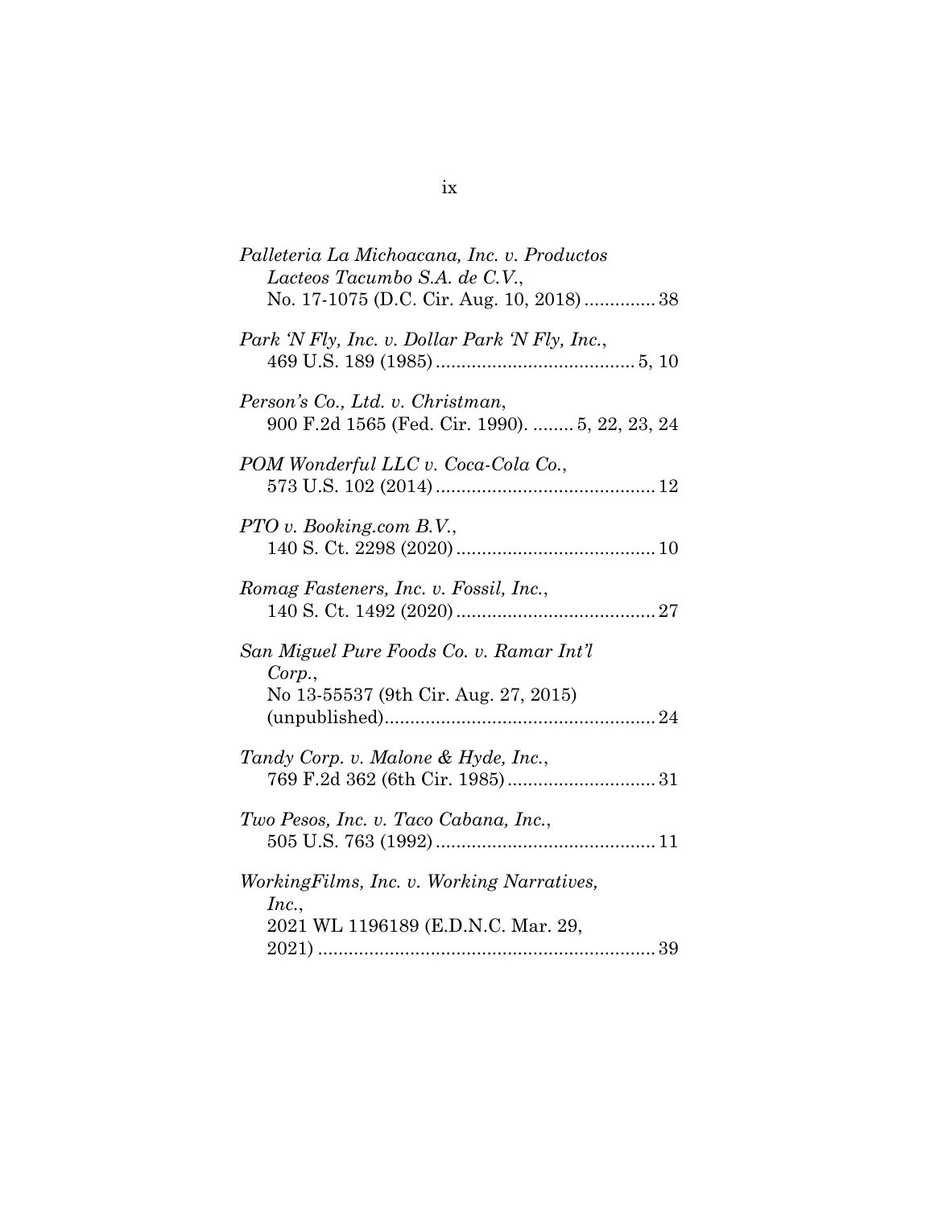*Palleteria La Michoacana, Inc. v. Productos Lacteos Tacumbo S.A. de C.V.*, No. 17-1075 (D.C. Cir. Aug. 10, 2018) .............. 38

*Park 'N Fly, Inc. v. Dollar Park 'N Fly, Inc.*, 469 U.S. 189 (1985) ....................................... 5, 10

*Person's Co., Ltd. v. Christman*, 900 F.2d 1565 (Fed. Cir. 1990). ........ 5, 22, 23, 24

*POM Wonderful LLC v. Coca-Cola Co.*, 573 U.S. 102 (2014) ........................................... 12

*PTO v. Booking.com B.V.*, 140 S. Ct. 2298 (2020) ....................................... 10

*Romag Fasteners, Inc. v. Fossil, Inc.*, 140 S. Ct. 1492 (2020) ....................................... 27

*San Miguel Pure Foods Co. v. Ramar Int'l Corp.*, No 13-55537 (9th Cir. Aug. 27, 2015) (unpublished) ..................................................... 24

*Tandy Corp. v. Malone & Hyde, Inc.*, 769 F.2d 362 (6th Cir. 1985) ............................. 31

*Two Pesos, Inc. v. Taco Cabana, Inc.*, 505 U.S. 763 (1992) ........................................... 11

*WorkingFilms, Inc. v. Working Narratives, Inc.*, 2021 WL 1196189 (E.D.N.C. Mar. 29, 2021) .................................................................. 39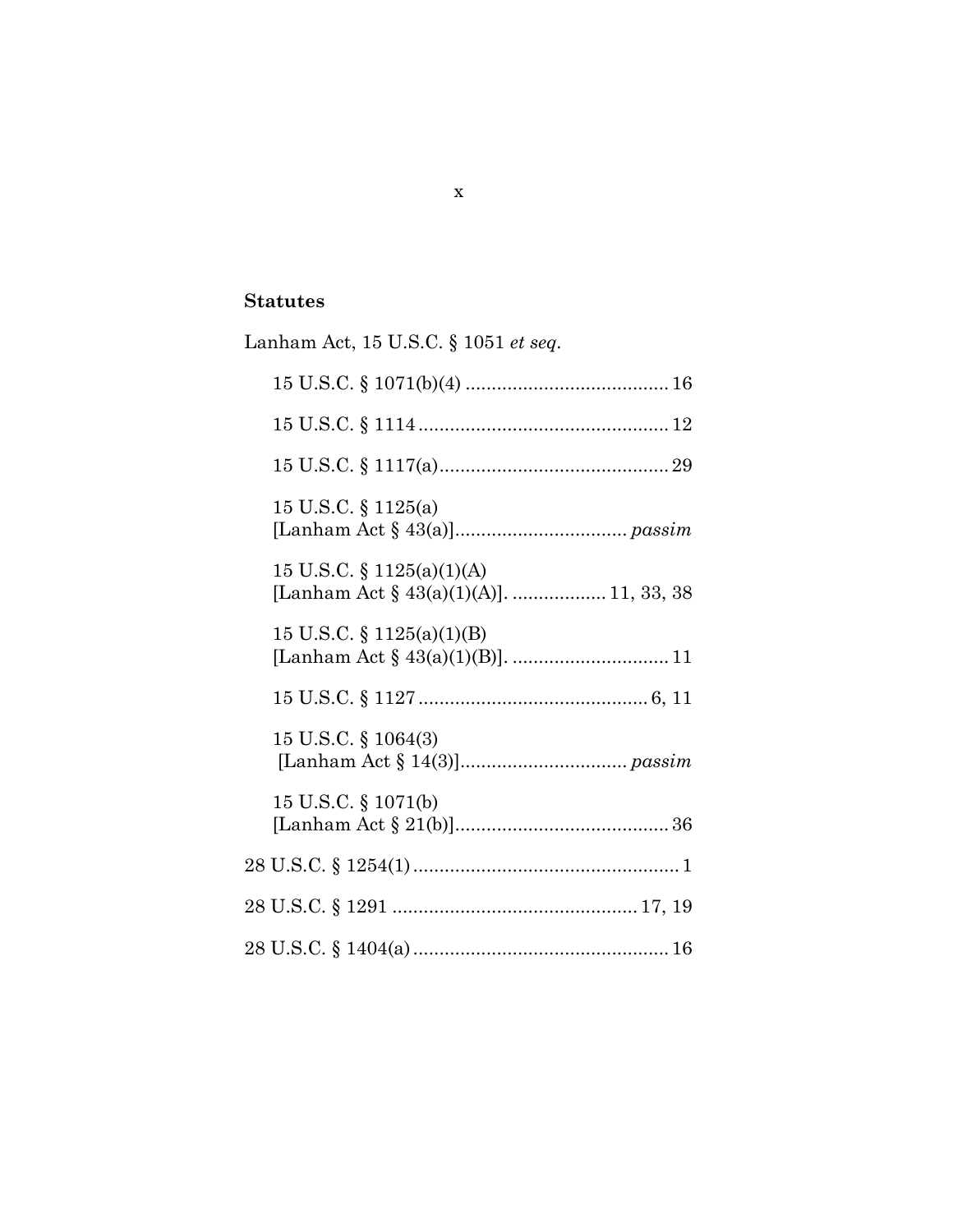**Statutes**

Lanham Act, 15 U.S.C. § 1051 *et seq.*

15 U.S.C. § 1071(b)(4) ....................................... 16

15 U.S.C. § 1114 ................................................ 12

15 U.S.C. § 1117(a)............................................ 29

15 U.S.C. § 1125(a)
[Lanham Act § 43(a)]................................ *passim*

15 U.S.C. § 1125(a)(1)(A)
[Lanham Act § 43(a)(1)(A)]. ................. 11, 33, 38

15 U.S.C. § 1125(a)(1)(B)
[Lanham Act § 43(a)(1)(B)]. .............................. 11

15 U.S.C. § 1127 ............................................ 6, 11

15 U.S.C. § 1064(3)
[Lanham Act § 14(3)]................................ *passim*

15 U.S.C. § 1071(b)
[Lanham Act § 21(b)]......................................... 36

28 U.S.C. § 1254(1) ................................................... 1

28 U.S.C. § 1291 .............................................. 17, 19

28 U.S.C. § 1404(a) ................................................. 16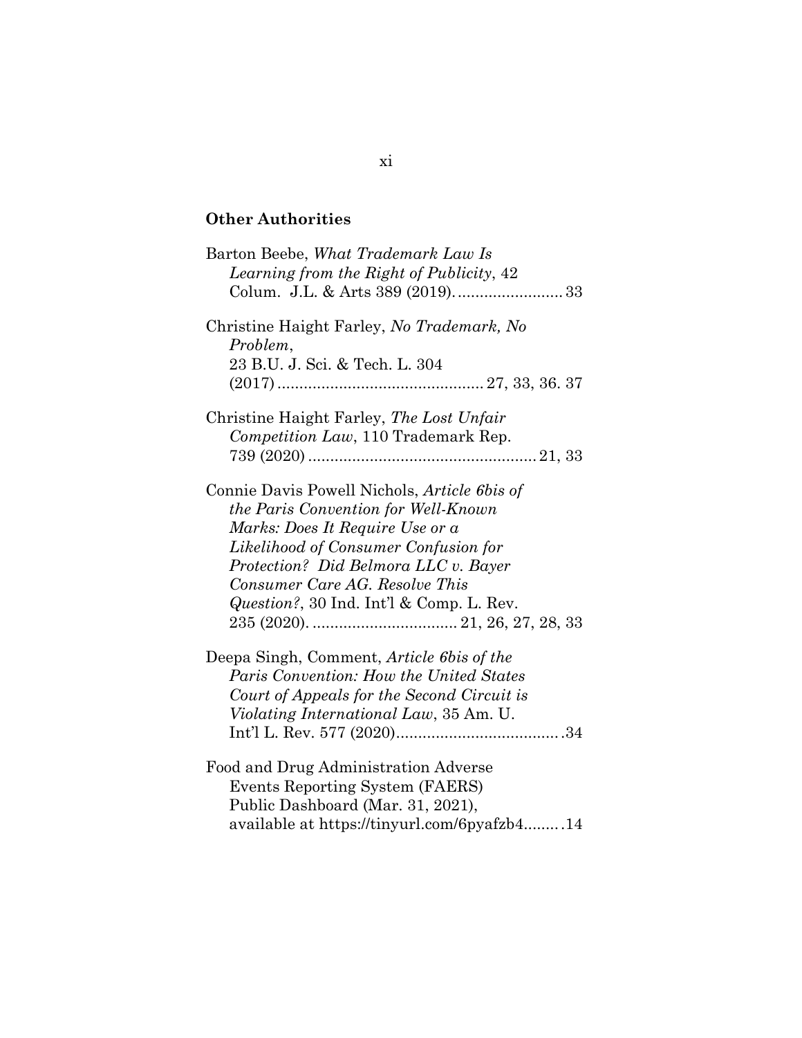**Other Authorities**

Barton Beebe, *What Trademark Law Is Learning from the Right of Publicity*, 42 Colum. J.L. & Arts 389 (2019)........................ 33

Christine Haight Farley, *No Trademark, No Problem*, 23 B.U. J. Sci. & Tech. L. 304 (2017)............................................. 27, 33, 36. 37

Christine Haight Farley, *The Lost Unfair Competition Law*, 110 Trademark Rep. 739 (2020)................................................... 21, 33

Connie Davis Powell Nichols, *Article 6bis of the Paris Convention for Well-Known Marks: Does It Require Use or a Likelihood of Consumer Confusion for Protection? Did Belmora LLC v. Bayer Consumer Care AG. Resolve This Question?*, 30 Ind. Int'l & Comp. L. Rev. 235 (2020)................................ 21, 26, 27, 28, 33

Deepa Singh, Comment, *Article 6bis of the Paris Convention: How the United States Court of Appeals for the Second Circuit is Violating International Law*, 35 Am. U. Int'l L. Rev. 577 (2020).....................................34

Food and Drug Administration Adverse Events Reporting System (FAERS) Public Dashboard (Mar. 31, 2021), available at https://tinyurl.com/6pyafzb4........14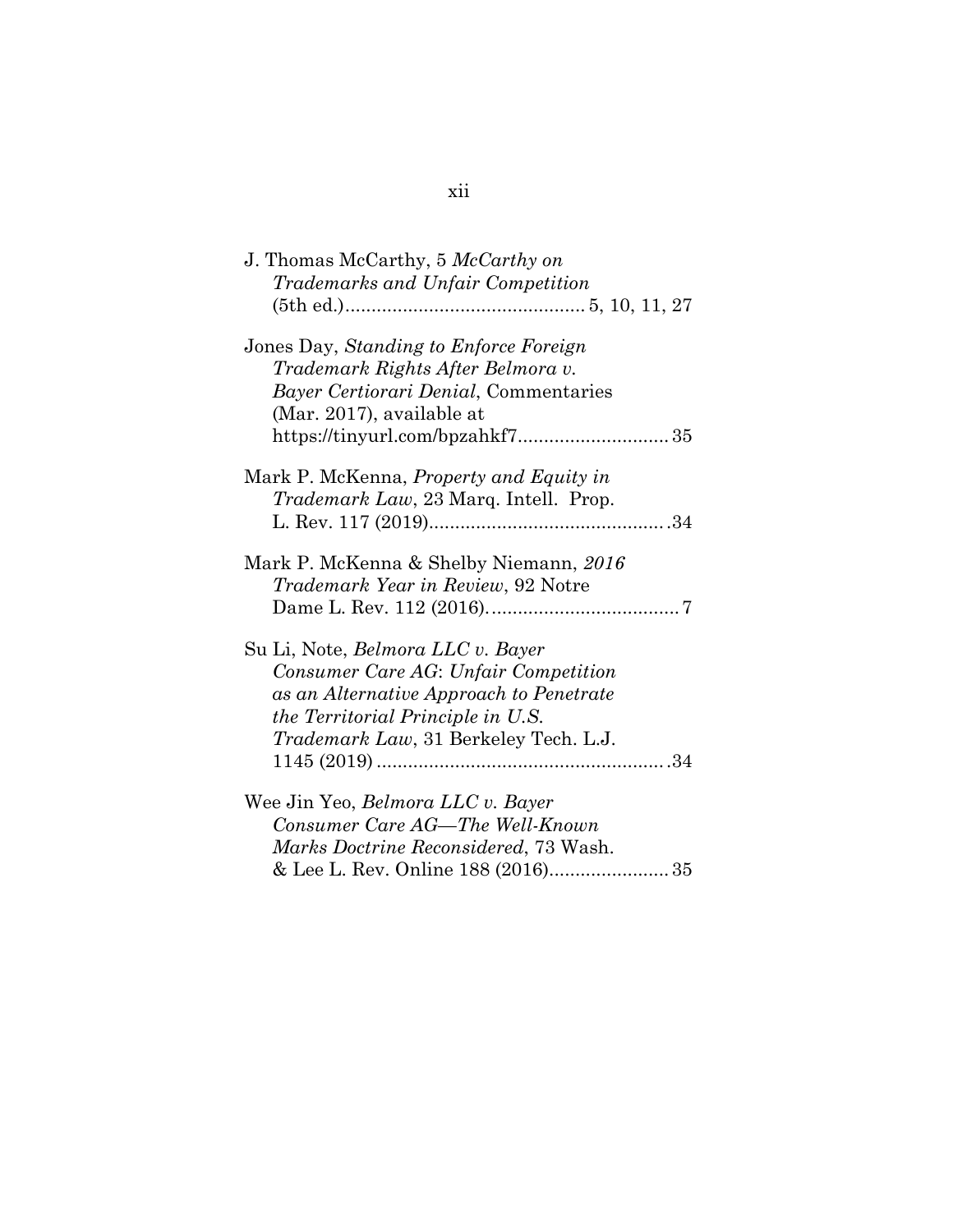J. Thomas McCarthy, 5 *McCarthy on Trademarks and Unfair Competition* (5th ed.) .............................................. 5, 10, 11, 27

Jones Day, *Standing to Enforce Foreign Trademark Rights After Belmora v. Bayer Certiorari Denial*, Commentaries (Mar. 2017), available at https://tinyurl.com/bpzahkf7 ............................ 35

Mark P. McKenna, *Property and Equity in Trademark Law*, 23 Marq. Intell. Prop. L. Rev. 117 (2019) ............................................. 34

Mark P. McKenna & Shelby Niemann, *2016 Trademark Year in Review*, 92 Notre Dame L. Rev. 112 (2016) ..................................... 7

Su Li, Note, *Belmora LLC v. Bayer Consumer Care AG*: *Unfair Competition as an Alternative Approach to Penetrate the Territorial Principle in U.S. Trademark Law*, 31 Berkeley Tech. L.J. 1145 (2019) ....................................................... 34

Wee Jin Yeo, *Belmora LLC v. Bayer Consumer Care AG—The Well-Known Marks Doctrine Reconsidered*, 73 Wash. & Lee L. Rev. Online 188 (2016) ....................... 35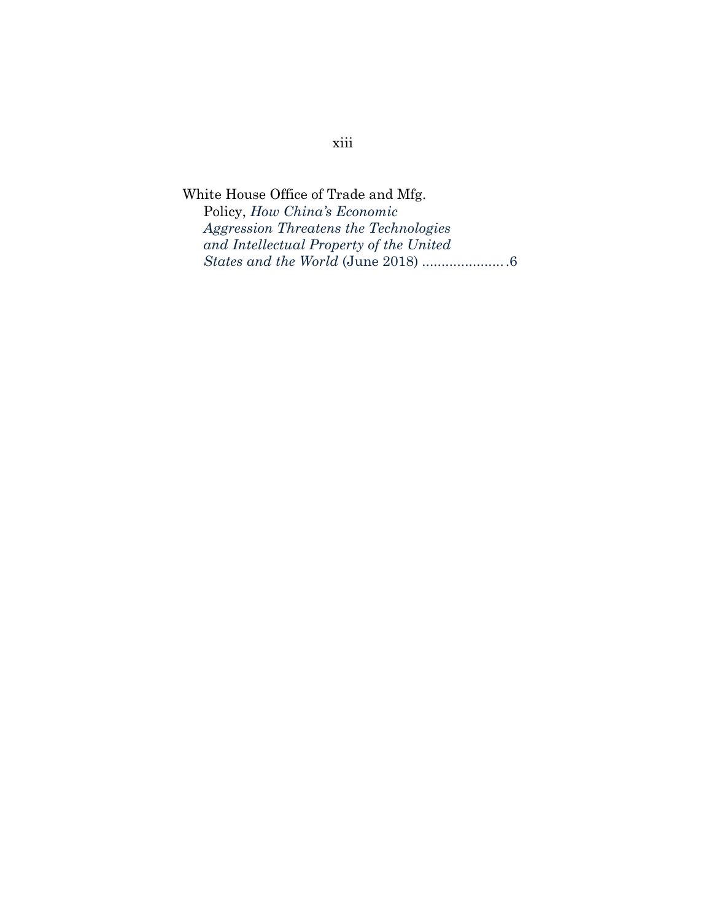White House Office of Trade and Mfg. Policy, *How China's Economic Aggression Threatens the Technologies and Intellectual Property of the United States and the World* (June 2018) .....................6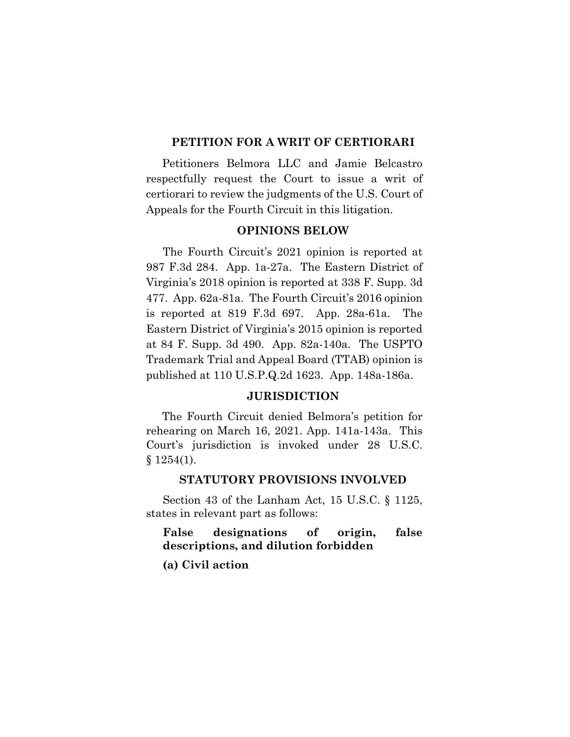## PETITION FOR A WRIT OF CERTIORARI

Petitioners Belmora LLC and Jamie Belcastro respectfully request the Court to issue a writ of certiorari to review the judgments of the U.S. Court of Appeals for the Fourth Circuit in this litigation.

## OPINIONS BELOW

The Fourth Circuit's 2021 opinion is reported at 987 F.3d 284. App. 1a-27a. The Eastern District of Virginia's 2018 opinion is reported at 338 F. Supp. 3d 477. App. 62a-81a. The Fourth Circuit's 2016 opinion is reported at 819 F.3d 697. App. 28a-61a. The Eastern District of Virginia's 2015 opinion is reported at 84 F. Supp. 3d 490. App. 82a-140a. The USPTO Trademark Trial and Appeal Board (TTAB) opinion is published at 110 U.S.P.Q.2d 1623. App. 148a-186a.

## JURISDICTION

The Fourth Circuit denied Belmora's petition for rehearing on March 16, 2021. App. 141a-143a. This Court's jurisdiction is invoked under 28 U.S.C. § 1254(1).

## STATUTORY PROVISIONS INVOLVED

Section 43 of the Lanham Act, 15 U.S.C. § 1125, states in relevant part as follows:

> **False designations of origin, false descriptions, and dilution forbidden**
>
> **(a) Civil action**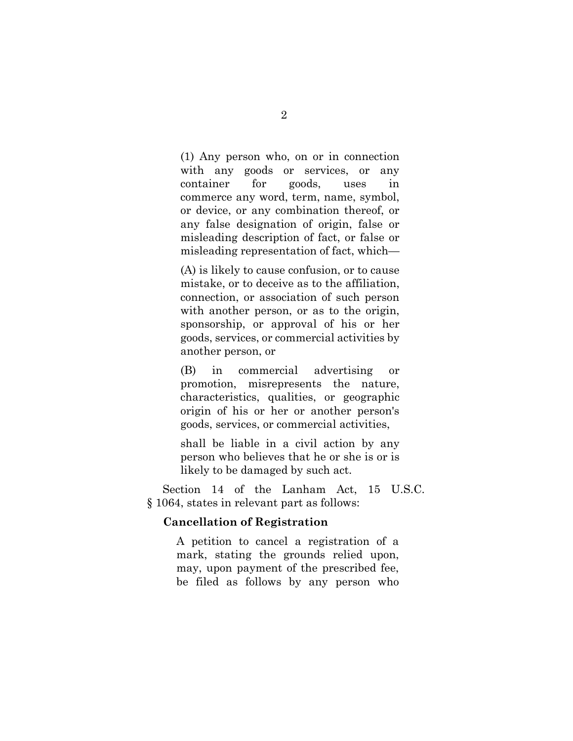> (1) Any person who, on or in connection with any goods or services, or any container for goods, uses in commerce any word, term, name, symbol, or device, or any combination thereof, or any false designation of origin, false or misleading description of fact, or false or misleading representation of fact, which—
>
> (A) is likely to cause confusion, or to cause mistake, or to deceive as to the affiliation, connection, or association of such person with another person, or as to the origin, sponsorship, or approval of his or her goods, services, or commercial activities by another person, or
>
> (B) in commercial advertising or promotion, misrepresents the nature, characteristics, qualities, or geographic origin of his or her or another person's goods, services, or commercial activities,
>
> shall be liable in a civil action by any person who believes that he or she is or is likely to be damaged by such act.

Section 14 of the Lanham Act, 15 U.S.C. § 1064, states in relevant part as follows:

> **Cancellation of Registration**
>
> A petition to cancel a registration of a mark, stating the grounds relied upon, may, upon payment of the prescribed fee, be filed as follows by any person who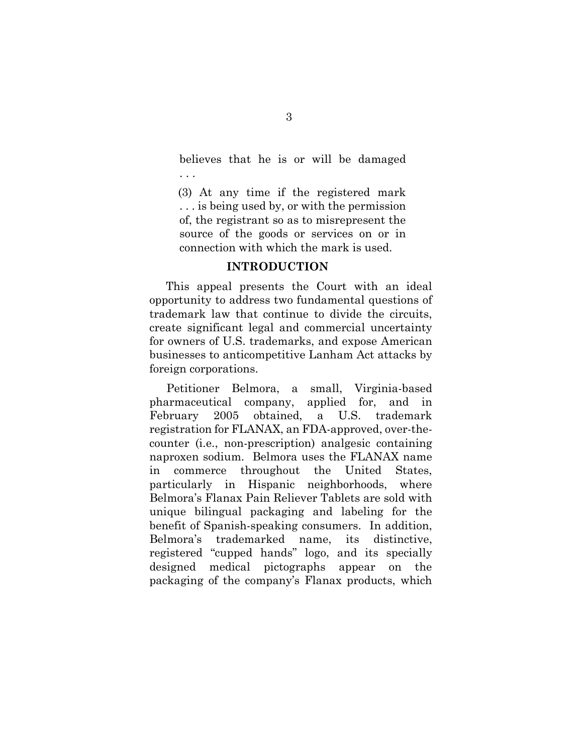> believes that he is or will be damaged . . .
>
> (3) At any time if the registered mark . . . is being used by, or with the permission of, the registrant so as to misrepresent the source of the goods or services on or in connection with which the mark is used.

## INTRODUCTION

This appeal presents the Court with an ideal opportunity to address two fundamental questions of trademark law that continue to divide the circuits, create significant legal and commercial uncertainty for owners of U.S. trademarks, and expose American businesses to anticompetitive Lanham Act attacks by foreign corporations.

Petitioner Belmora, a small, Virginia-based pharmaceutical company, applied for, and in February 2005 obtained, a U.S. trademark registration for FLANAX, an FDA-approved, over-the-counter (i.e., non-prescription) analgesic containing naproxen sodium. Belmora uses the FLANAX name in commerce throughout the United States, particularly in Hispanic neighborhoods, where Belmora's Flanax Pain Reliever Tablets are sold with unique bilingual packaging and labeling for the benefit of Spanish-speaking consumers. In addition, Belmora's trademarked name, its distinctive, registered "cupped hands" logo, and its specially designed medical pictographs appear on the packaging of the company's Flanax products, which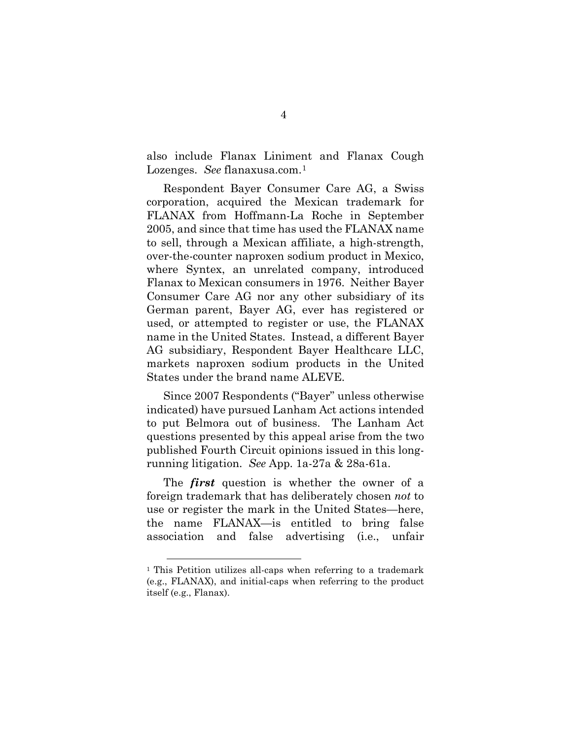also include Flanax Liniment and Flanax Cough Lozenges. *See* flanaxusa.com.[1]

Respondent Bayer Consumer Care AG, a Swiss corporation, acquired the Mexican trademark for FLANAX from Hoffmann-La Roche in September 2005, and since that time has used the FLANAX name to sell, through a Mexican affiliate, a high-strength, over-the-counter naproxen sodium product in Mexico, where Syntex, an unrelated company, introduced Flanax to Mexican consumers in 1976. Neither Bayer Consumer Care AG nor any other subsidiary of its German parent, Bayer AG, ever has registered or used, or attempted to register or use, the FLANAX name in the United States. Instead, a different Bayer AG subsidiary, Respondent Bayer Healthcare LLC, markets naproxen sodium products in the United States under the brand name ALEVE.

Since 2007 Respondents ("Bayer" unless otherwise indicated) have pursued Lanham Act actions intended to put Belmora out of business. The Lanham Act questions presented by this appeal arise from the two published Fourth Circuit opinions issued in this long-running litigation. *See* App. 1a-27a & 28a-61a.

The ***first*** question is whether the owner of a foreign trademark that has deliberately chosen *not* to use or register the mark in the United States—here, the name FLANAX—is entitled to bring false association and false advertising (i.e., unfair

---

[1] This Petition utilizes all-caps when referring to a trademark (e.g., FLANAX), and initial-caps when referring to the product itself (e.g., Flanax).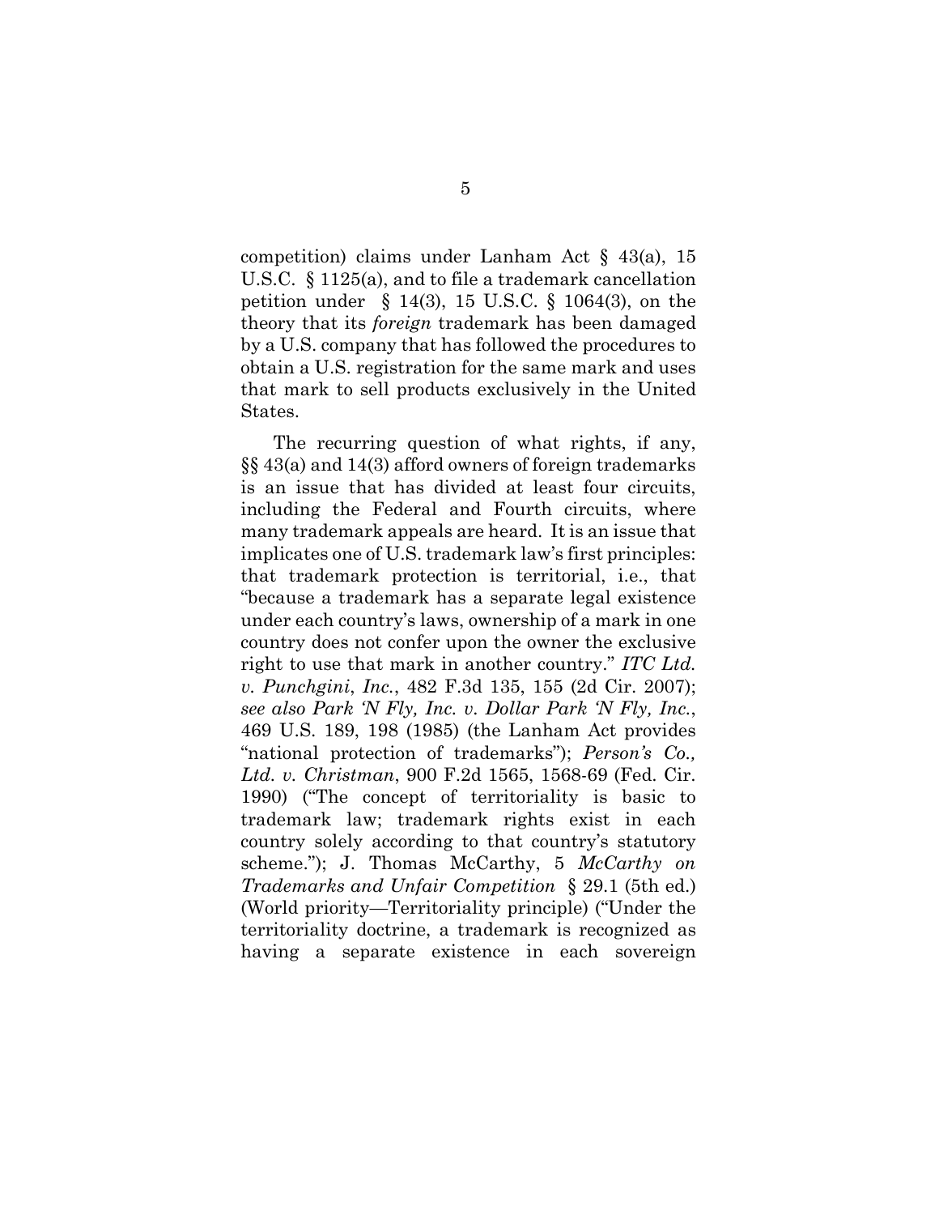competition) claims under Lanham Act § 43(a), 15 U.S.C. § 1125(a), and to file a trademark cancellation petition under § 14(3), 15 U.S.C. § 1064(3), on the theory that its *foreign* trademark has been damaged by a U.S. company that has followed the procedures to obtain a U.S. registration for the same mark and uses that mark to sell products exclusively in the United States.

The recurring question of what rights, if any, §§ 43(a) and 14(3) afford owners of foreign trademarks is an issue that has divided at least four circuits, including the Federal and Fourth circuits, where many trademark appeals are heard. It is an issue that implicates one of U.S. trademark law's first principles: that trademark protection is territorial, i.e., that "because a trademark has a separate legal existence under each country's laws, ownership of a mark in one country does not confer upon the owner the exclusive right to use that mark in another country." *ITC Ltd. v. Punchgini, Inc.*, 482 F.3d 135, 155 (2d Cir. 2007); *see also Park 'N Fly, Inc. v. Dollar Park 'N Fly, Inc.*, 469 U.S. 189, 198 (1985) (the Lanham Act provides "national protection of trademarks"); *Person's Co., Ltd. v. Christman*, 900 F.2d 1565, 1568-69 (Fed. Cir. 1990) ("The concept of territoriality is basic to trademark law; trademark rights exist in each country solely according to that country's statutory scheme."); J. Thomas McCarthy, 5 *McCarthy on Trademarks and Unfair Competition* § 29.1 (5th ed.) (World priority—Territoriality principle) ("Under the territoriality doctrine, a trademark is recognized as having a separate existence in each sovereign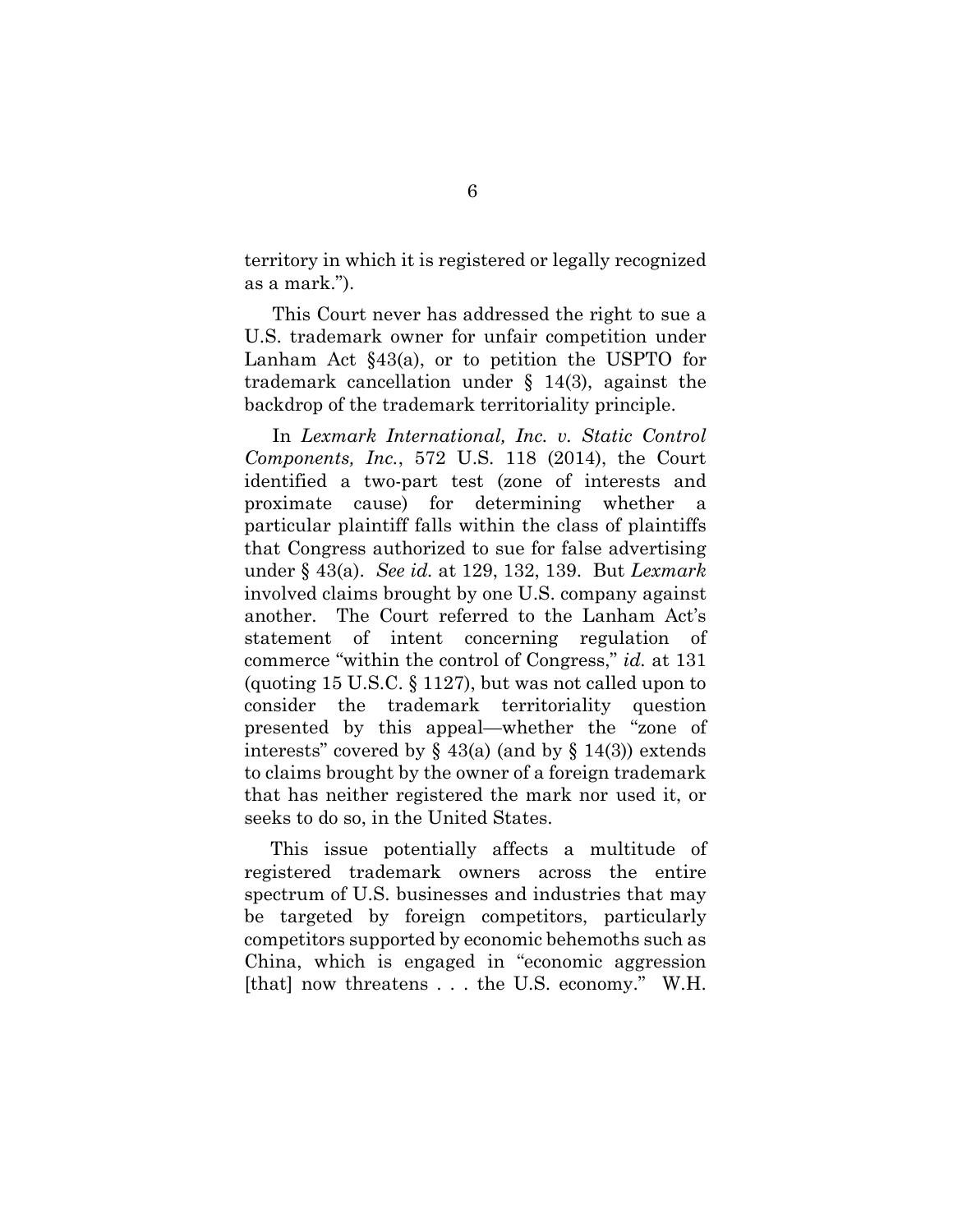territory in which it is registered or legally recognized as a mark.").

This Court never has addressed the right to sue a U.S. trademark owner for unfair competition under Lanham Act §43(a), or to petition the USPTO for trademark cancellation under § 14(3), against the backdrop of the trademark territoriality principle.

In *Lexmark International, Inc. v. Static Control Components, Inc.*, 572 U.S. 118 (2014), the Court identified a two-part test (zone of interests and proximate cause) for determining whether a particular plaintiff falls within the class of plaintiffs that Congress authorized to sue for false advertising under § 43(a). *See id.* at 129, 132, 139. But *Lexmark* involved claims brought by one U.S. company against another. The Court referred to the Lanham Act's statement of intent concerning regulation of commerce "within the control of Congress," *id.* at 131 (quoting 15 U.S.C. § 1127), but was not called upon to consider the trademark territoriality question presented by this appeal—whether the "zone of interests" covered by § 43(a) (and by § 14(3)) extends to claims brought by the owner of a foreign trademark that has neither registered the mark nor used it, or seeks to do so, in the United States.

This issue potentially affects a multitude of registered trademark owners across the entire spectrum of U.S. businesses and industries that may be targeted by foreign competitors, particularly competitors supported by economic behemoths such as China, which is engaged in "economic aggression [that] now threatens . . . the U.S. economy." W.H.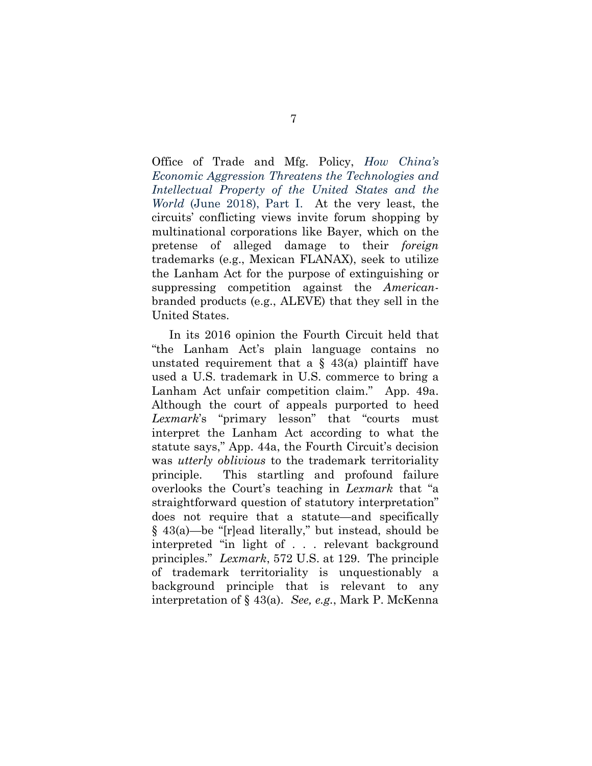Office of Trade and Mfg. Policy, *How China's Economic Aggression Threatens the Technologies and Intellectual Property of the United States and the World* (June 2018), Part I. At the very least, the circuits' conflicting views invite forum shopping by multinational corporations like Bayer, which on the pretense of alleged damage to their *foreign* trademarks (e.g., Mexican FLANAX), seek to utilize the Lanham Act for the purpose of extinguishing or suppressing competition against the *American*-branded products (e.g., ALEVE) that they sell in the United States.

In its 2016 opinion the Fourth Circuit held that "the Lanham Act's plain language contains no unstated requirement that a § 43(a) plaintiff have used a U.S. trademark in U.S. commerce to bring a Lanham Act unfair competition claim." App. 49a. Although the court of appeals purported to heed *Lexmark*'s "primary lesson" that "courts must interpret the Lanham Act according to what the statute says," App. 44a, the Fourth Circuit's decision was *utterly oblivious* to the trademark territoriality principle. This startling and profound failure overlooks the Court's teaching in *Lexmark* that "a straightforward question of statutory interpretation" does not require that a statute—and specifically § 43(a)—be "[r]ead literally," but instead, should be interpreted "in light of . . . relevant background principles." *Lexmark*, 572 U.S. at 129. The principle of trademark territoriality is unquestionably a background principle that is relevant to any interpretation of § 43(a). *See, e.g.*, Mark P. McKenna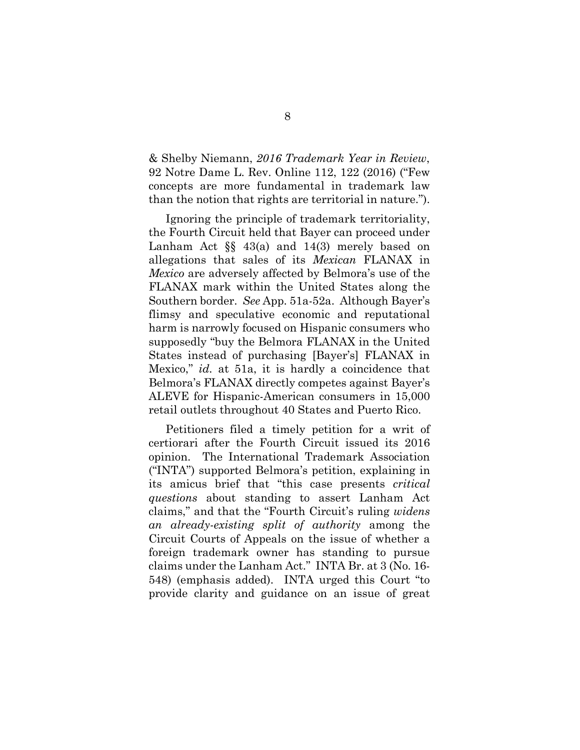& Shelby Niemann, *2016 Trademark Year in Review*, 92 Notre Dame L. Rev. Online 112, 122 (2016) ("Few concepts are more fundamental in trademark law than the notion that rights are territorial in nature.").

Ignoring the principle of trademark territoriality, the Fourth Circuit held that Bayer can proceed under Lanham Act §§ 43(a) and 14(3) merely based on allegations that sales of its *Mexican* FLANAX in *Mexico* are adversely affected by Belmora's use of the FLANAX mark within the United States along the Southern border. *See* App. 51a-52a. Although Bayer's flimsy and speculative economic and reputational harm is narrowly focused on Hispanic consumers who supposedly "buy the Belmora FLANAX in the United States instead of purchasing [Bayer's] FLANAX in Mexico," *id.* at 51a, it is hardly a coincidence that Belmora's FLANAX directly competes against Bayer's ALEVE for Hispanic-American consumers in 15,000 retail outlets throughout 40 States and Puerto Rico.

Petitioners filed a timely petition for a writ of certiorari after the Fourth Circuit issued its 2016 opinion. The International Trademark Association ("INTA") supported Belmora's petition, explaining in its amicus brief that "this case presents *critical questions* about standing to assert Lanham Act claims," and that the "Fourth Circuit's ruling *widens an already-existing split of authority* among the Circuit Courts of Appeals on the issue of whether a foreign trademark owner has standing to pursue claims under the Lanham Act." INTA Br. at 3 (No. 16-548) (emphasis added). INTA urged this Court "to provide clarity and guidance on an issue of great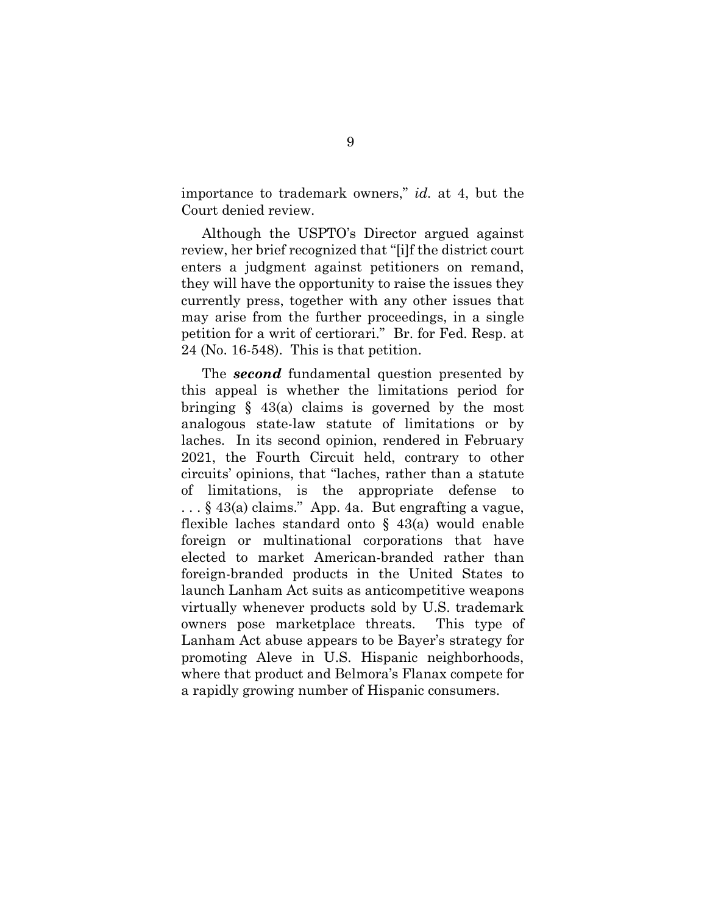importance to trademark owners," *id.* at 4, but the Court denied review.

Although the USPTO's Director argued against review, her brief recognized that "[i]f the district court enters a judgment against petitioners on remand, they will have the opportunity to raise the issues they currently press, together with any other issues that may arise from the further proceedings, in a single petition for a writ of certiorari." Br. for Fed. Resp. at 24 (No. 16-548). This is that petition.

The ***second*** fundamental question presented by this appeal is whether the limitations period for bringing § 43(a) claims is governed by the most analogous state-law statute of limitations or by laches. In its second opinion, rendered in February 2021, the Fourth Circuit held, contrary to other circuits' opinions, that "laches, rather than a statute of limitations, is the appropriate defense to . . . § 43(a) claims." App. 4a. But engrafting a vague, flexible laches standard onto § 43(a) would enable foreign or multinational corporations that have elected to market American-branded rather than foreign-branded products in the United States to launch Lanham Act suits as anticompetitive weapons virtually whenever products sold by U.S. trademark owners pose marketplace threats. This type of Lanham Act abuse appears to be Bayer's strategy for promoting Aleve in U.S. Hispanic neighborhoods, where that product and Belmora's Flanax compete for a rapidly growing number of Hispanic consumers.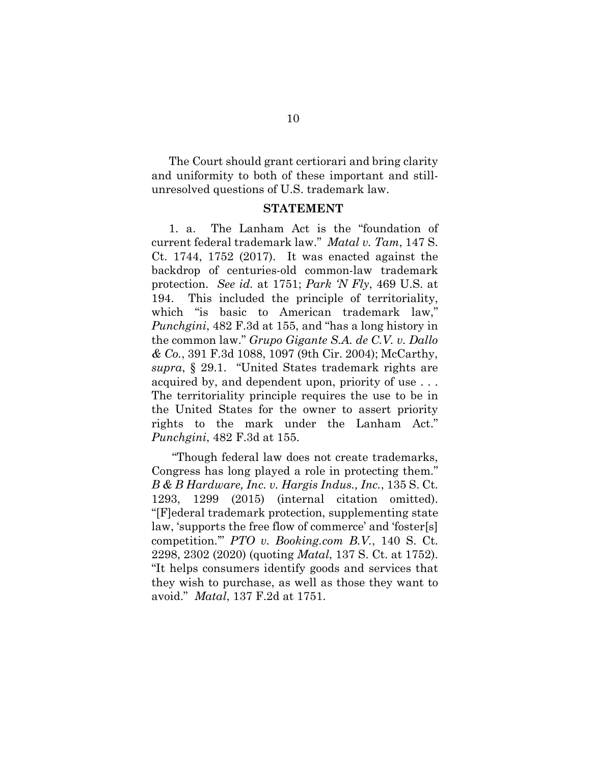The Court should grant certiorari and bring clarity and uniformity to both of these important and still-unresolved questions of U.S. trademark law.

## STATEMENT

1. a. The Lanham Act is the "foundation of current federal trademark law." *Matal v. Tam*, 147 S. Ct. 1744, 1752 (2017). It was enacted against the backdrop of centuries-old common-law trademark protection. *See id.* at 1751; *Park 'N Fly*, 469 U.S. at 194. This included the principle of territoriality, which "is basic to American trademark law," *Punchgini*, 482 F.3d at 155, and "has a long history in the common law." *Grupo Gigante S.A. de C.V. v. Dallo & Co.*, 391 F.3d 1088, 1097 (9th Cir. 2004); McCarthy, *supra*, § 29.1. "United States trademark rights are acquired by, and dependent upon, priority of use . . . The territoriality principle requires the use to be in the United States for the owner to assert priority rights to the mark under the Lanham Act." *Punchgini*, 482 F.3d at 155.

"Though federal law does not create trademarks, Congress has long played a role in protecting them." *B & B Hardware, Inc. v. Hargis Indus., Inc.*, 135 S. Ct. 1293, 1299 (2015) (internal citation omitted). "[F]ederal trademark protection, supplementing state law, 'supports the free flow of commerce' and 'foster[s] competition.'" *PTO v. Booking.com B.V.*, 140 S. Ct. 2298, 2302 (2020) (quoting *Matal*, 137 S. Ct. at 1752). "It helps consumers identify goods and services that they wish to purchase, as well as those they want to avoid." *Matal*, 137 F.2d at 1751.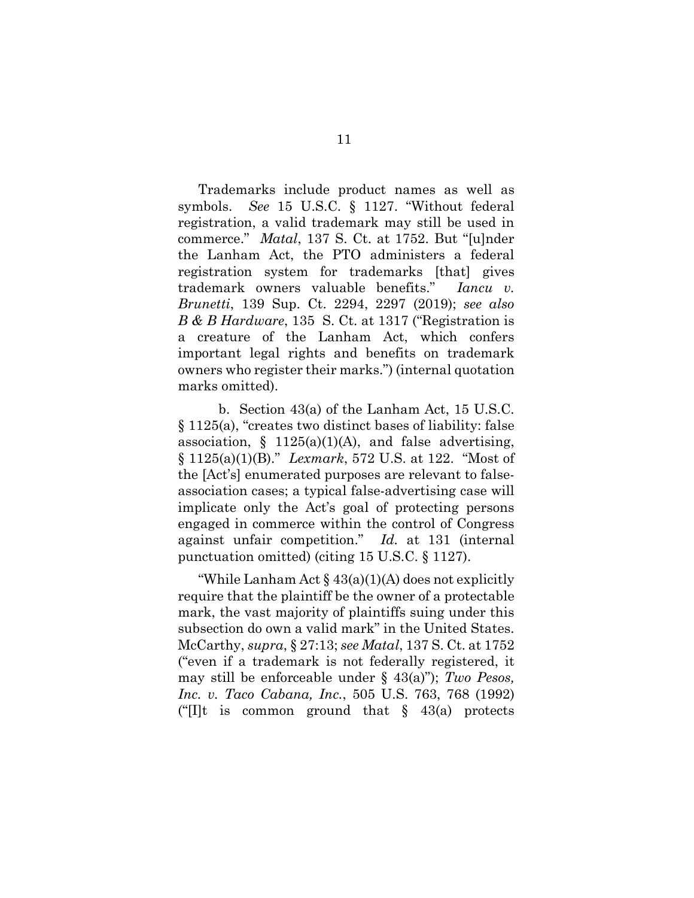Trademarks include product names as well as symbols. *See* 15 U.S.C. § 1127. "Without federal registration, a valid trademark may still be used in commerce." *Matal*, 137 S. Ct. at 1752. But "[u]nder the Lanham Act, the PTO administers a federal registration system for trademarks [that] gives trademark owners valuable benefits." *Iancu v. Brunetti*, 139 Sup. Ct. 2294, 2297 (2019); *see also B & B Hardware*, 135 S. Ct. at 1317 ("Registration is a creature of the Lanham Act, which confers important legal rights and benefits on trademark owners who register their marks.") (internal quotation marks omitted).

b. Section 43(a) of the Lanham Act, 15 U.S.C. § 1125(a), "creates two distinct bases of liability: false association, § 1125(a)(1)(A), and false advertising, § 1125(a)(1)(B)." *Lexmark*, 572 U.S. at 122. "Most of the [Act's] enumerated purposes are relevant to false-association cases; a typical false-advertising case will implicate only the Act's goal of protecting persons engaged in commerce within the control of Congress against unfair competition." *Id.* at 131 (internal punctuation omitted) (citing 15 U.S.C. § 1127).

"While Lanham Act § 43(a)(1)(A) does not explicitly require that the plaintiff be the owner of a protectable mark, the vast majority of plaintiffs suing under this subsection do own a valid mark" in the United States. McCarthy, *supra*, § 27:13; *see Matal*, 137 S. Ct. at 1752 ("even if a trademark is not federally registered, it may still be enforceable under § 43(a)"); *Two Pesos, Inc. v. Taco Cabana, Inc.*, 505 U.S. 763, 768 (1992) ("[I]t is common ground that § 43(a) protects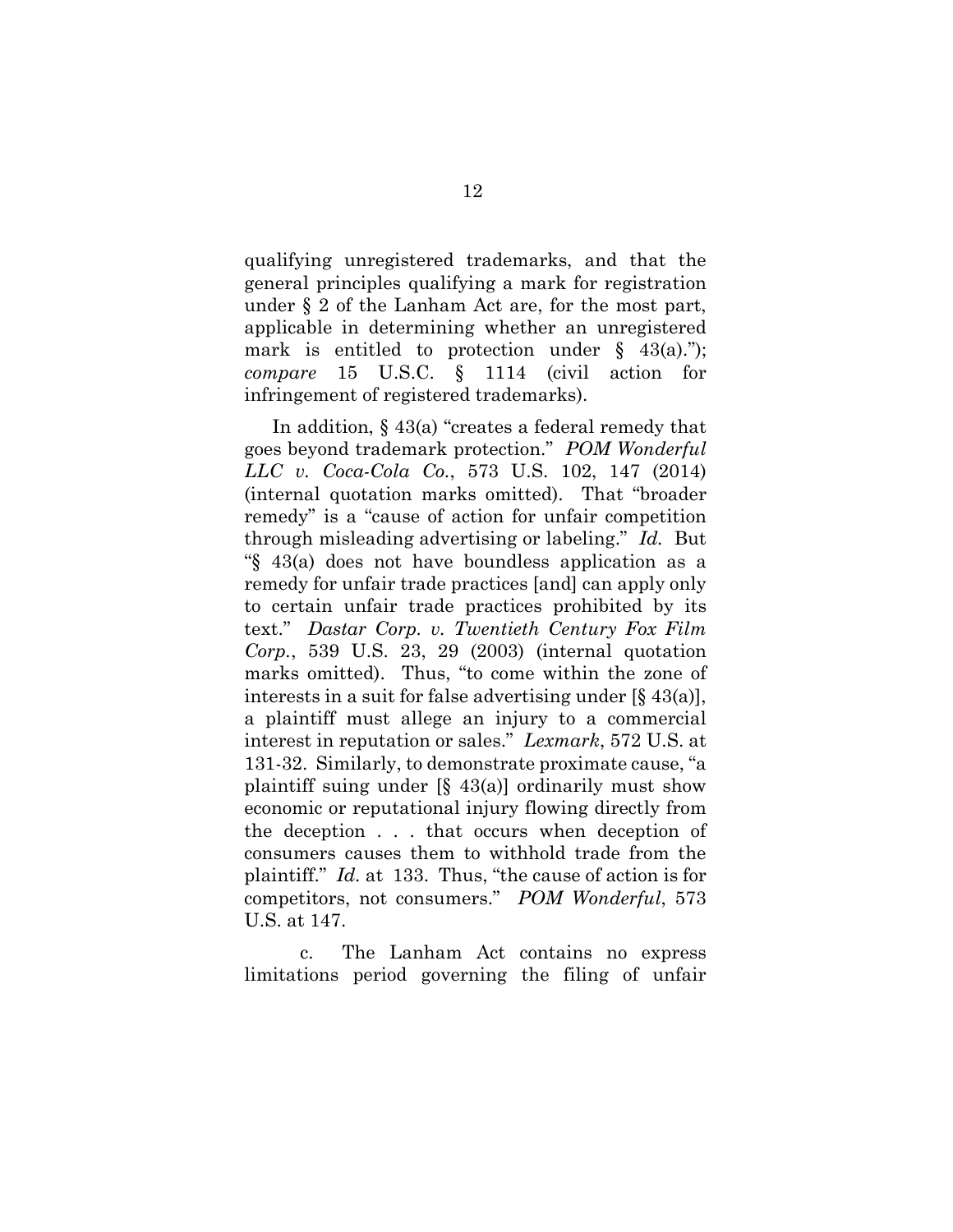qualifying unregistered trademarks, and that the general principles qualifying a mark for registration under § 2 of the Lanham Act are, for the most part, applicable in determining whether an unregistered mark is entitled to protection under § 43(a)."); *compare* 15 U.S.C. § 1114 (civil action for infringement of registered trademarks).

In addition, § 43(a) "creates a federal remedy that goes beyond trademark protection." *POM Wonderful LLC v. Coca-Cola Co.*, 573 U.S. 102, 147 (2014) (internal quotation marks omitted). That "broader remedy" is a "cause of action for unfair competition through misleading advertising or labeling." *Id.* But "§ 43(a) does not have boundless application as a remedy for unfair trade practices [and] can apply only to certain unfair trade practices prohibited by its text." *Dastar Corp. v. Twentieth Century Fox Film Corp.*, 539 U.S. 23, 29 (2003) (internal quotation marks omitted). Thus, "to come within the zone of interests in a suit for false advertising under [§ 43(a)], a plaintiff must allege an injury to a commercial interest in reputation or sales." *Lexmark*, 572 U.S. at 131-32. Similarly, to demonstrate proximate cause, "a plaintiff suing under [§ 43(a)] ordinarily must show economic or reputational injury flowing directly from the deception . . . that occurs when deception of consumers causes them to withhold trade from the plaintiff." *Id.* at 133. Thus, "the cause of action is for competitors, not consumers." *POM Wonderful*, 573 U.S. at 147.

c. The Lanham Act contains no express limitations period governing the filing of unfair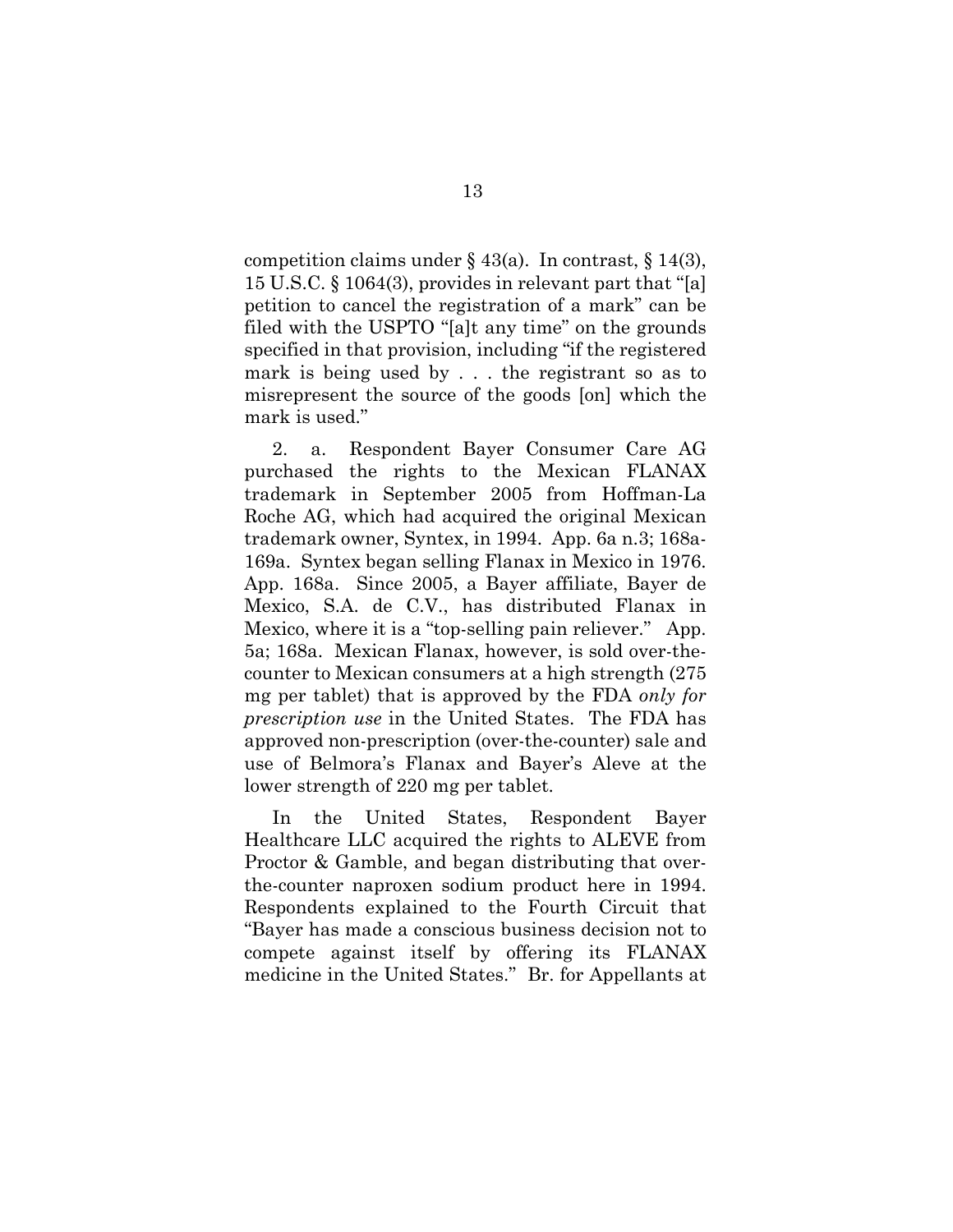competition claims under § 43(a). In contrast, § 14(3), 15 U.S.C. § 1064(3), provides in relevant part that "[a] petition to cancel the registration of a mark" can be filed with the USPTO "[a]t any time" on the grounds specified in that provision, including "if the registered mark is being used by . . . the registrant so as to misrepresent the source of the goods [on] which the mark is used."

2. a. Respondent Bayer Consumer Care AG purchased the rights to the Mexican FLANAX trademark in September 2005 from Hoffman-La Roche AG, which had acquired the original Mexican trademark owner, Syntex, in 1994. App. 6a n.3; 168a-169a. Syntex began selling Flanax in Mexico in 1976. App. 168a. Since 2005, a Bayer affiliate, Bayer de Mexico, S.A. de C.V., has distributed Flanax in Mexico, where it is a "top-selling pain reliever." App. 5a; 168a. Mexican Flanax, however, is sold over-the-counter to Mexican consumers at a high strength (275 mg per tablet) that is approved by the FDA *only for prescription use* in the United States. The FDA has approved non-prescription (over-the-counter) sale and use of Belmora's Flanax and Bayer's Aleve at the lower strength of 220 mg per tablet.

In the United States, Respondent Bayer Healthcare LLC acquired the rights to ALEVE from Proctor & Gamble, and began distributing that over-the-counter naproxen sodium product here in 1994. Respondents explained to the Fourth Circuit that "Bayer has made a conscious business decision not to compete against itself by offering its FLANAX medicine in the United States." Br. for Appellants at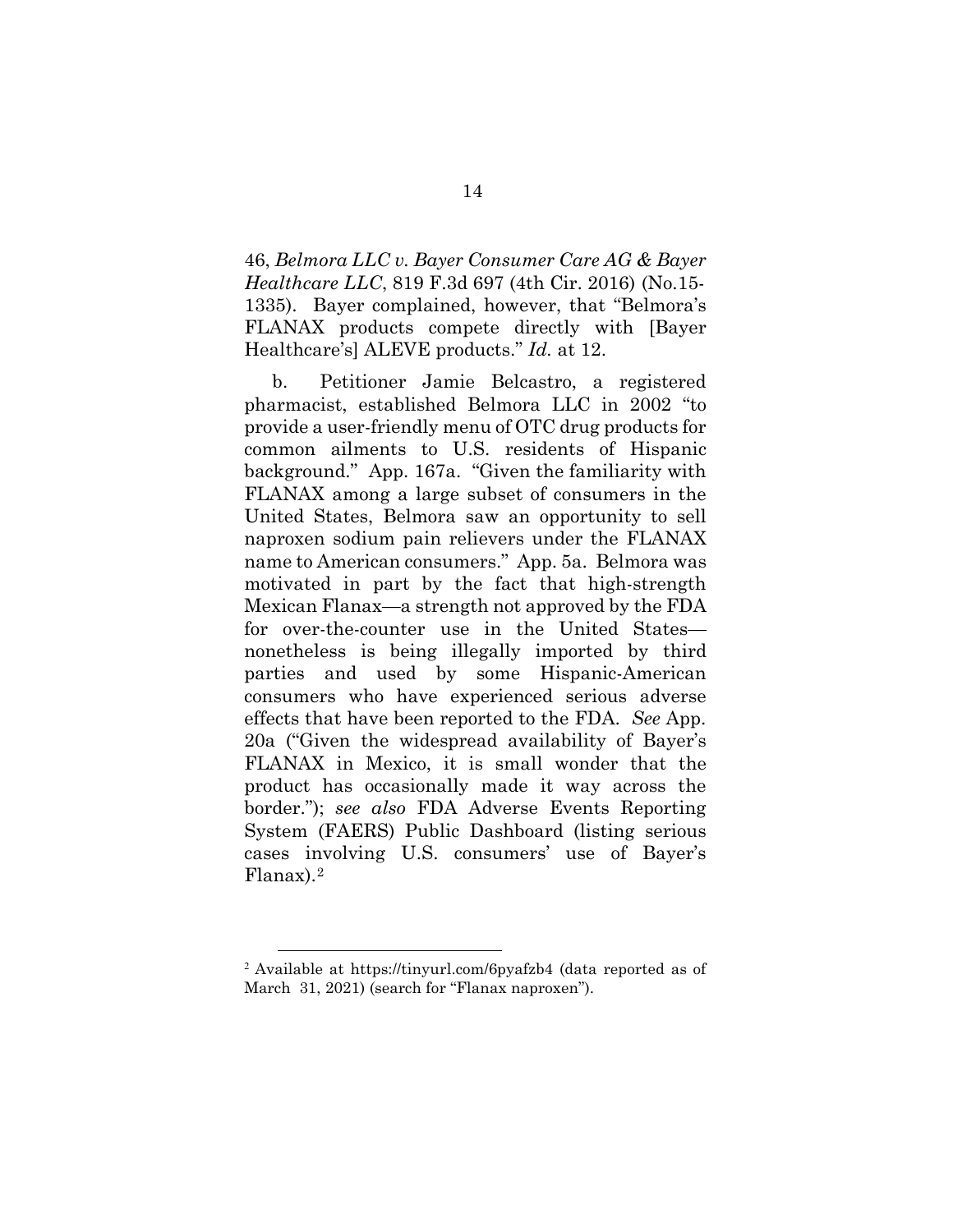46, *Belmora LLC v. Bayer Consumer Care AG & Bayer Healthcare LLC*, 819 F.3d 697 (4th Cir. 2016) (No.15-1335). Bayer complained, however, that "Belmora's FLANAX products compete directly with [Bayer Healthcare's] ALEVE products." *Id.* at 12.

b. Petitioner Jamie Belcastro, a registered pharmacist, established Belmora LLC in 2002 "to provide a user-friendly menu of OTC drug products for common ailments to U.S. residents of Hispanic background." App. 167a. "Given the familiarity with FLANAX among a large subset of consumers in the United States, Belmora saw an opportunity to sell naproxen sodium pain relievers under the FLANAX name to American consumers." App. 5a. Belmora was motivated in part by the fact that high-strength Mexican Flanax—a strength not approved by the FDA for over-the-counter use in the United States—nonetheless is being illegally imported by third parties and used by some Hispanic-American consumers who have experienced serious adverse effects that have been reported to the FDA. *See* App. 20a ("Given the widespread availability of Bayer's FLANAX in Mexico, it is small wonder that the product has occasionally made it way across the border."); *see also* FDA Adverse Events Reporting System (FAERS) Public Dashboard (listing serious cases involving U.S. consumers' use of Bayer's Flanax).[2]

---

[2] Available at https://tinyurl.com/6pyafzb4 (data reported as of March 31, 2021) (search for "Flanax naproxen").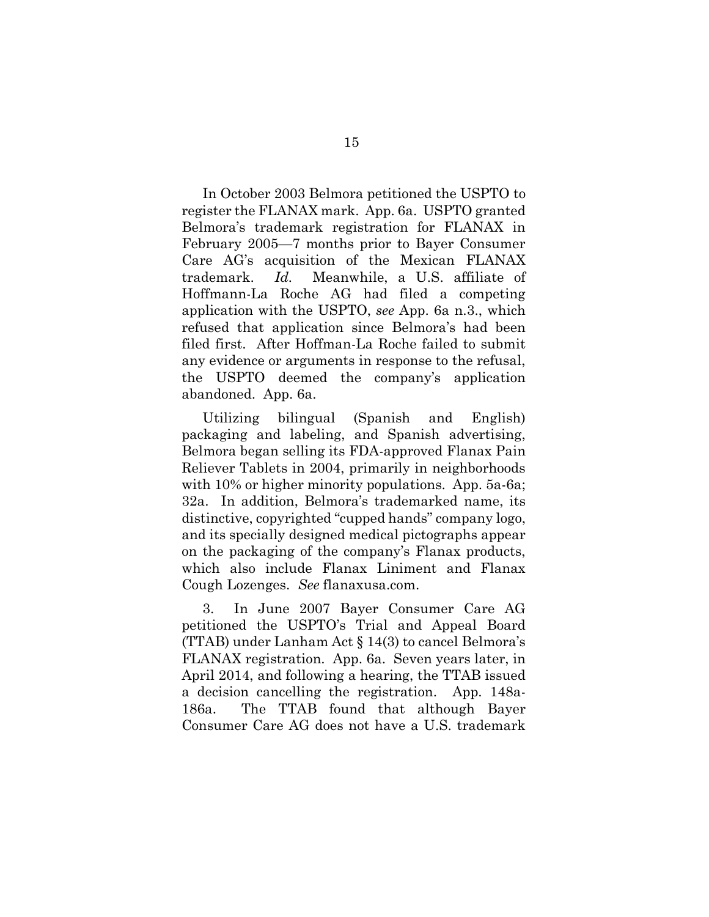In October 2003 Belmora petitioned the USPTO to register the FLANAX mark. App. 6a. USPTO granted Belmora's trademark registration for FLANAX in February 2005—7 months prior to Bayer Consumer Care AG's acquisition of the Mexican FLANAX trademark. *Id.* Meanwhile, a U.S. affiliate of Hoffmann-La Roche AG had filed a competing application with the USPTO, *see* App. 6a n.3., which refused that application since Belmora's had been filed first. After Hoffman-La Roche failed to submit any evidence or arguments in response to the refusal, the USPTO deemed the company's application abandoned. App. 6a.

Utilizing bilingual (Spanish and English) packaging and labeling, and Spanish advertising, Belmora began selling its FDA-approved Flanax Pain Reliever Tablets in 2004, primarily in neighborhoods with 10% or higher minority populations. App. 5a-6a; 32a. In addition, Belmora's trademarked name, its distinctive, copyrighted "cupped hands" company logo, and its specially designed medical pictographs appear on the packaging of the company's Flanax products, which also include Flanax Liniment and Flanax Cough Lozenges. *See* flanaxusa.com.

3. In June 2007 Bayer Consumer Care AG petitioned the USPTO's Trial and Appeal Board (TTAB) under Lanham Act § 14(3) to cancel Belmora's FLANAX registration. App. 6a. Seven years later, in April 2014, and following a hearing, the TTAB issued a decision cancelling the registration. App. 148a-186a. The TTAB found that although Bayer Consumer Care AG does not have a U.S. trademark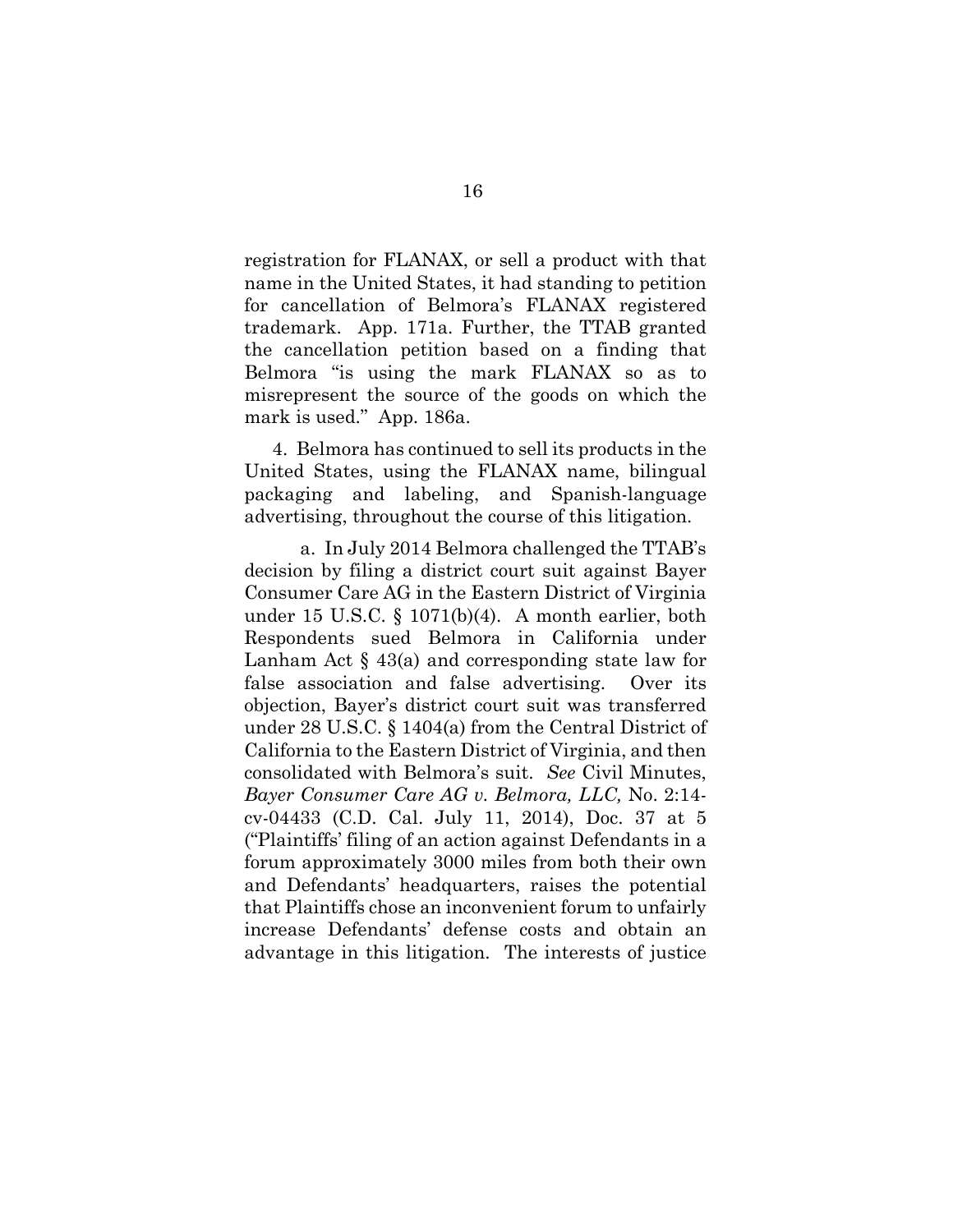registration for FLANAX, or sell a product with that name in the United States, it had standing to petition for cancellation of Belmora's FLANAX registered trademark. App. 171a. Further, the TTAB granted the cancellation petition based on a finding that Belmora "is using the mark FLANAX so as to misrepresent the source of the goods on which the mark is used." App. 186a.

4. Belmora has continued to sell its products in the United States, using the FLANAX name, bilingual packaging and labeling, and Spanish-language advertising, throughout the course of this litigation.

a. In July 2014 Belmora challenged the TTAB's decision by filing a district court suit against Bayer Consumer Care AG in the Eastern District of Virginia under 15 U.S.C. § 1071(b)(4). A month earlier, both Respondents sued Belmora in California under Lanham Act § 43(a) and corresponding state law for false association and false advertising. Over its objection, Bayer's district court suit was transferred under 28 U.S.C. § 1404(a) from the Central District of California to the Eastern District of Virginia, and then consolidated with Belmora's suit. *See* Civil Minutes, *Bayer Consumer Care AG v. Belmora, LLC,* No. 2:14-cv-04433 (C.D. Cal. July 11, 2014), Doc. 37 at 5 ("Plaintiffs' filing of an action against Defendants in a forum approximately 3000 miles from both their own and Defendants' headquarters, raises the potential that Plaintiffs chose an inconvenient forum to unfairly increase Defendants' defense costs and obtain an advantage in this litigation. The interests of justice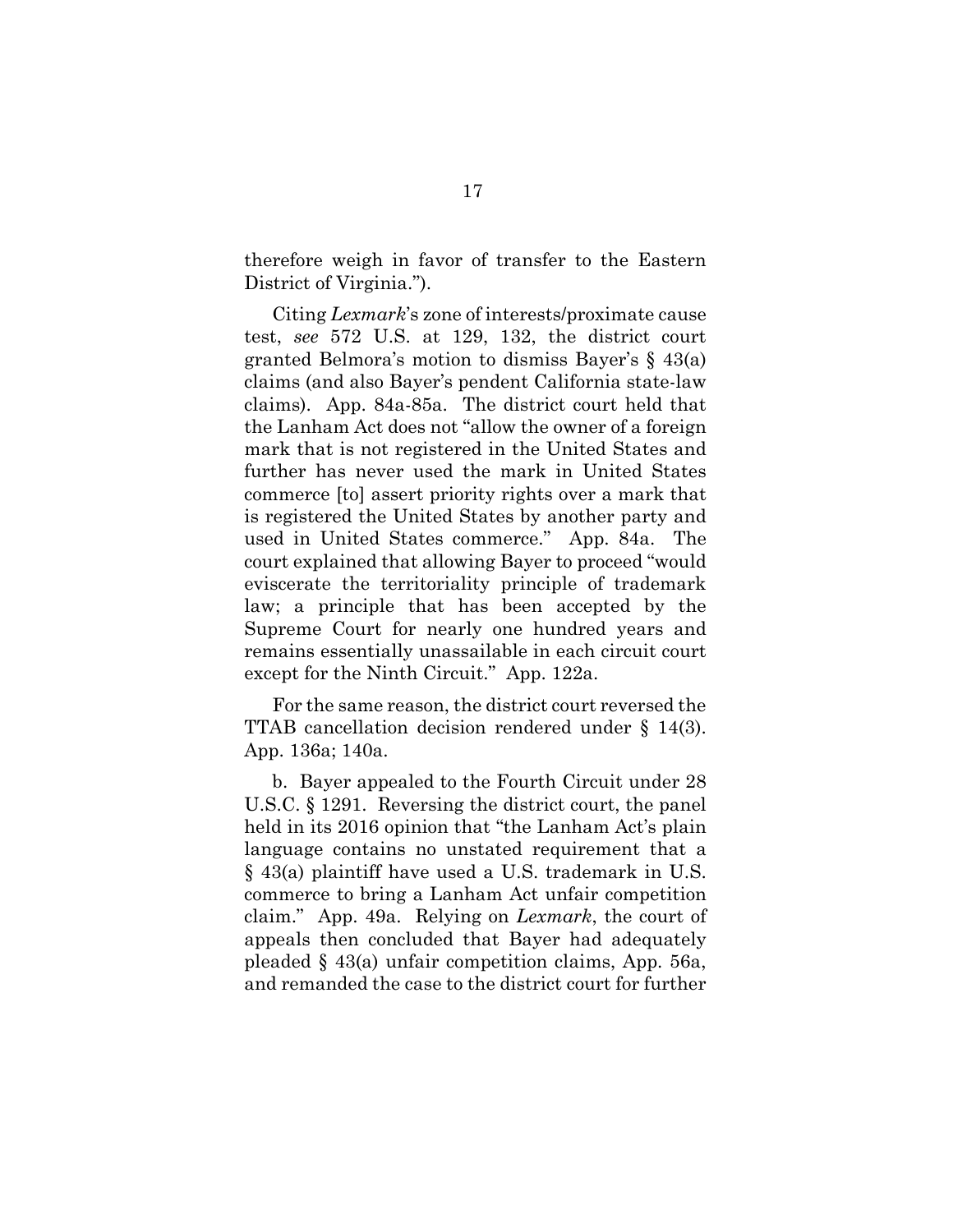therefore weigh in favor of transfer to the Eastern District of Virginia.").

Citing *Lexmark*'s zone of interests/proximate cause test, *see* 572 U.S. at 129, 132, the district court granted Belmora's motion to dismiss Bayer's § 43(a) claims (and also Bayer's pendent California state-law claims). App. 84a-85a. The district court held that the Lanham Act does not "allow the owner of a foreign mark that is not registered in the United States and further has never used the mark in United States commerce [to] assert priority rights over a mark that is registered the United States by another party and used in United States commerce." App. 84a. The court explained that allowing Bayer to proceed "would eviscerate the territoriality principle of trademark law; a principle that has been accepted by the Supreme Court for nearly one hundred years and remains essentially unassailable in each circuit court except for the Ninth Circuit." App. 122a.

For the same reason, the district court reversed the TTAB cancellation decision rendered under § 14(3). App. 136a; 140a.

b. Bayer appealed to the Fourth Circuit under 28 U.S.C. § 1291. Reversing the district court, the panel held in its 2016 opinion that "the Lanham Act's plain language contains no unstated requirement that a § 43(a) plaintiff have used a U.S. trademark in U.S. commerce to bring a Lanham Act unfair competition claim." App. 49a. Relying on *Lexmark*, the court of appeals then concluded that Bayer had adequately pleaded § 43(a) unfair competition claims, App. 56a, and remanded the case to the district court for further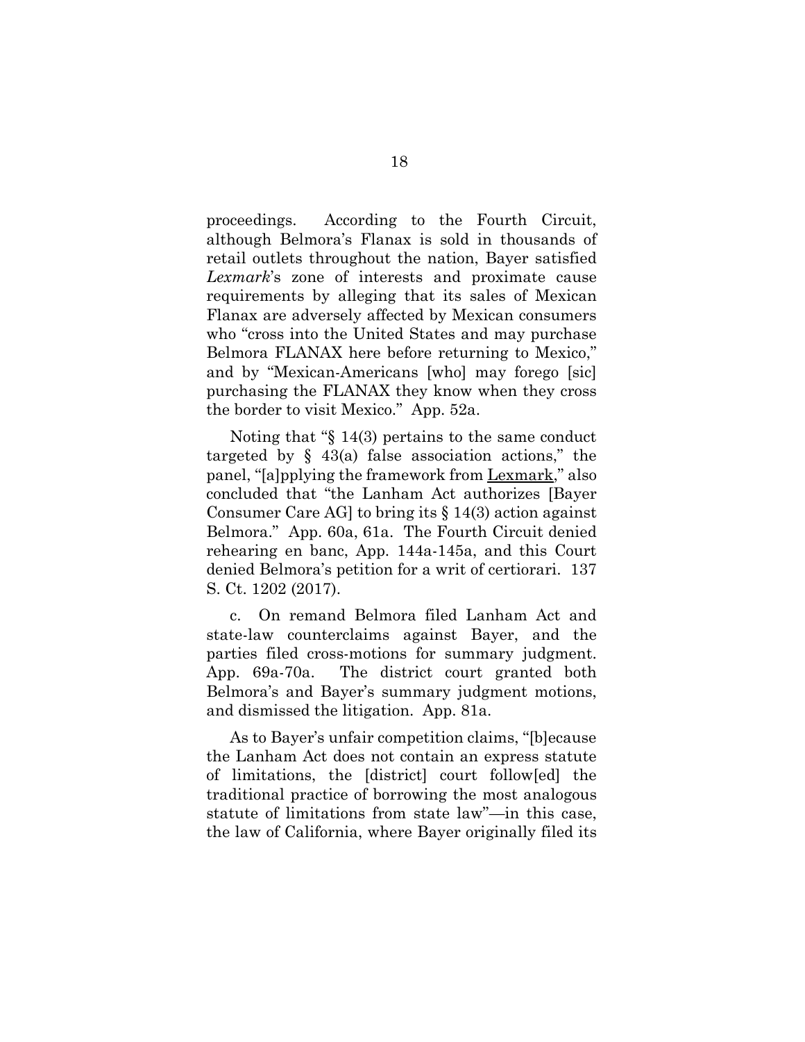proceedings. According to the Fourth Circuit, although Belmora's Flanax is sold in thousands of retail outlets throughout the nation, Bayer satisfied *Lexmark*'s zone of interests and proximate cause requirements by alleging that its sales of Mexican Flanax are adversely affected by Mexican consumers who "cross into the United States and may purchase Belmora FLANAX here before returning to Mexico," and by "Mexican-Americans [who] may forego [sic] purchasing the FLANAX they know when they cross the border to visit Mexico." App. 52a.

Noting that "§ 14(3) pertains to the same conduct targeted by § 43(a) false association actions," the panel, "[a]pplying the framework from Lexmark," also concluded that "the Lanham Act authorizes [Bayer Consumer Care AG] to bring its § 14(3) action against Belmora." App. 60a, 61a. The Fourth Circuit denied rehearing en banc, App. 144a-145a, and this Court denied Belmora's petition for a writ of certiorari. 137 S. Ct. 1202 (2017).

c. On remand Belmora filed Lanham Act and state-law counterclaims against Bayer, and the parties filed cross-motions for summary judgment. App. 69a-70a. The district court granted both Belmora's and Bayer's summary judgment motions, and dismissed the litigation. App. 81a.

As to Bayer's unfair competition claims, "[b]ecause the Lanham Act does not contain an express statute of limitations, the [district] court follow[ed] the traditional practice of borrowing the most analogous statute of limitations from state law"—in this case, the law of California, where Bayer originally filed its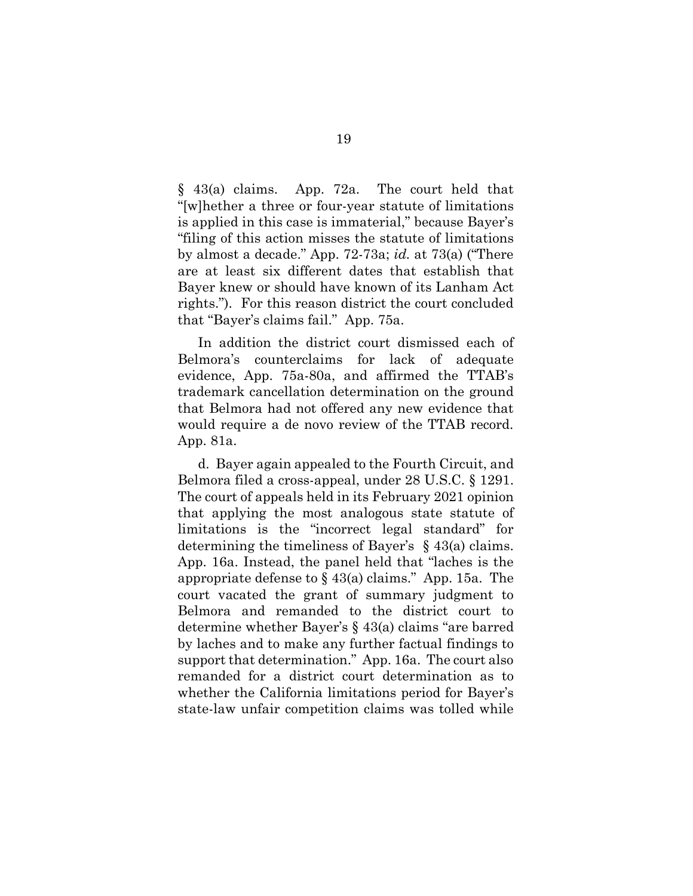§ 43(a) claims. App. 72a. The court held that "[w]hether a three or four-year statute of limitations is applied in this case is immaterial," because Bayer's "filing of this action misses the statute of limitations by almost a decade." App. 72-73a; *id.* at 73(a) ("There are at least six different dates that establish that Bayer knew or should have known of its Lanham Act rights."). For this reason district the court concluded that "Bayer's claims fail." App. 75a.

In addition the district court dismissed each of Belmora's counterclaims for lack of adequate evidence, App. 75a-80a, and affirmed the TTAB's trademark cancellation determination on the ground that Belmora had not offered any new evidence that would require a de novo review of the TTAB record. App. 81a.

d. Bayer again appealed to the Fourth Circuit, and Belmora filed a cross-appeal, under 28 U.S.C. § 1291. The court of appeals held in its February 2021 opinion that applying the most analogous state statute of limitations is the "incorrect legal standard" for determining the timeliness of Bayer's § 43(a) claims. App. 16a. Instead, the panel held that "laches is the appropriate defense to § 43(a) claims." App. 15a. The court vacated the grant of summary judgment to Belmora and remanded to the district court to determine whether Bayer's § 43(a) claims "are barred by laches and to make any further factual findings to support that determination." App. 16a. The court also remanded for a district court determination as to whether the California limitations period for Bayer's state-law unfair competition claims was tolled while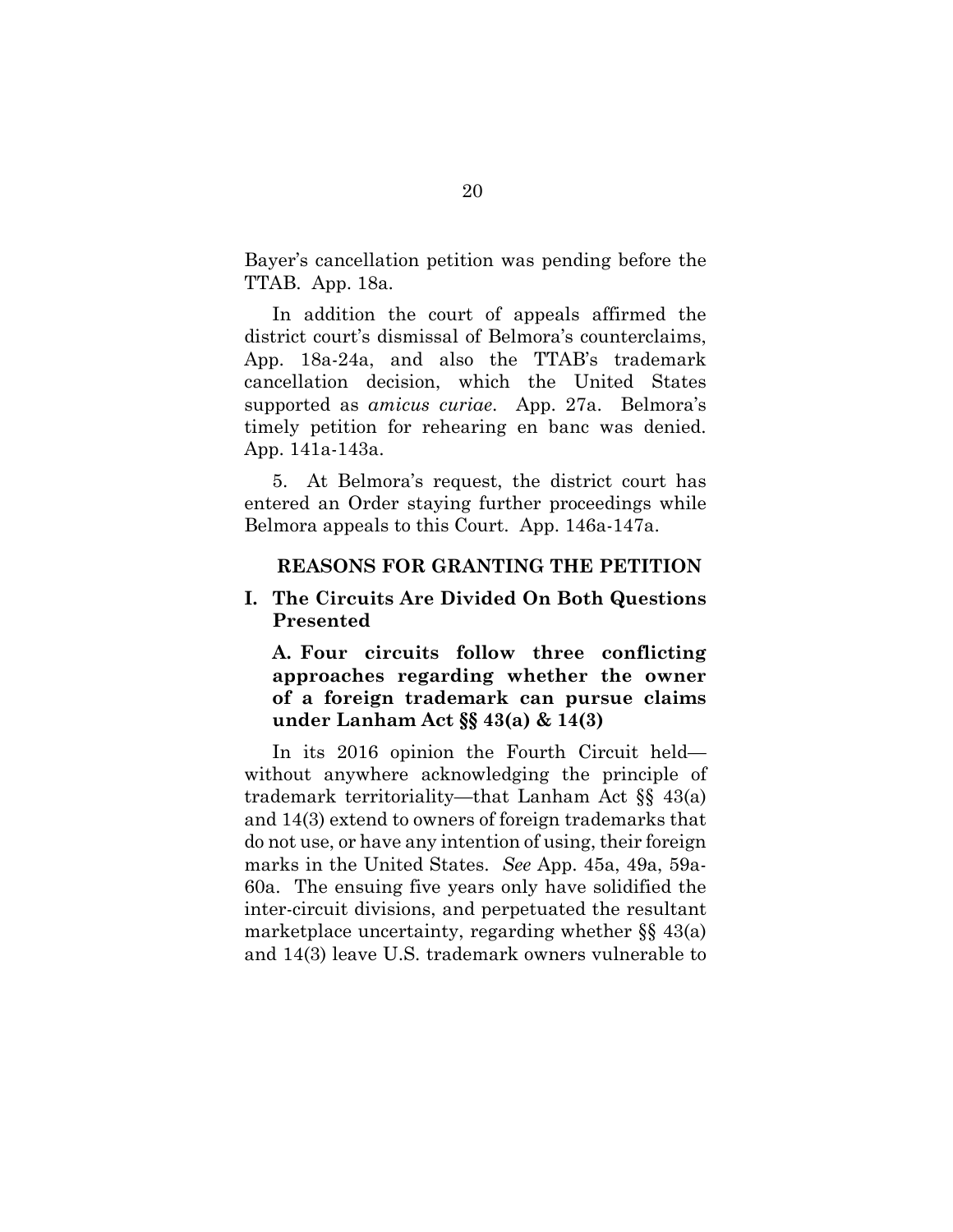Bayer's cancellation petition was pending before the TTAB. App. 18a.

In addition the court of appeals affirmed the district court's dismissal of Belmora's counterclaims, App. 18a-24a, and also the TTAB's trademark cancellation decision, which the United States supported as *amicus curiae*. App. 27a. Belmora's timely petition for rehearing en banc was denied. App. 141a-143a.

5. At Belmora's request, the district court has entered an Order staying further proceedings while Belmora appeals to this Court. App. 146a-147a.

## REASONS FOR GRANTING THE PETITION

### I. The Circuits Are Divided On Both Questions Presented

#### A. Four circuits follow three conflicting approaches regarding whether the owner of a foreign trademark can pursue claims under Lanham Act §§ 43(a) & 14(3)

In its 2016 opinion the Fourth Circuit held—without anywhere acknowledging the principle of trademark territoriality—that Lanham Act §§ 43(a) and 14(3) extend to owners of foreign trademarks that do not use, or have any intention of using, their foreign marks in the United States. *See* App. 45a, 49a, 59a-60a. The ensuing five years only have solidified the inter-circuit divisions, and perpetuated the resultant marketplace uncertainty, regarding whether §§ 43(a) and 14(3) leave U.S. trademark owners vulnerable to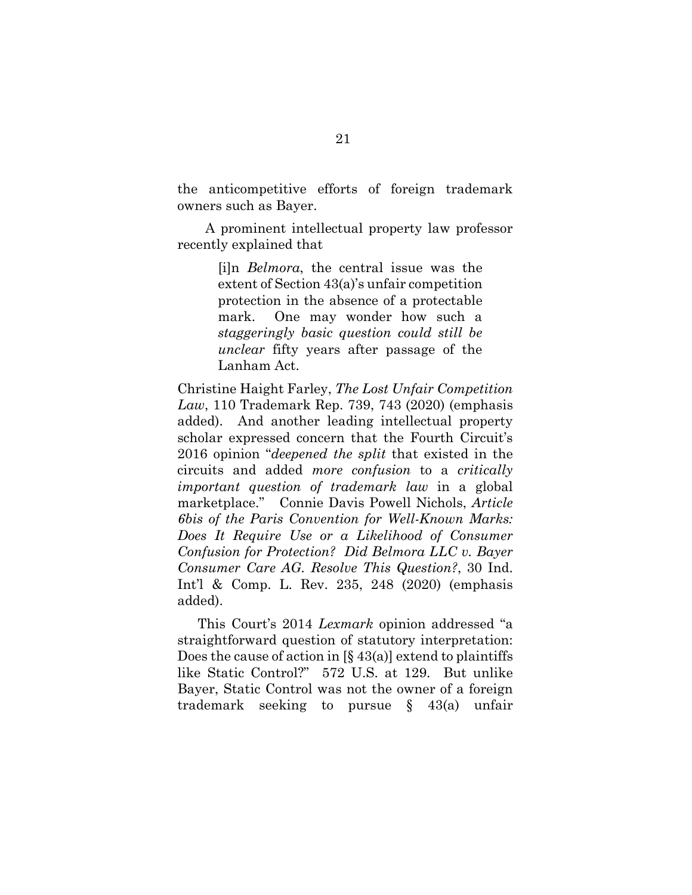the anticompetitive efforts of foreign trademark owners such as Bayer.

A prominent intellectual property law professor recently explained that

> [i]n *Belmora*, the central issue was the extent of Section 43(a)'s unfair competition protection in the absence of a protectable mark. One may wonder how such a *staggeringly basic question could still be unclear* fifty years after passage of the Lanham Act.

Christine Haight Farley, *The Lost Unfair Competition Law*, 110 Trademark Rep. 739, 743 (2020) (emphasis added). And another leading intellectual property scholar expressed concern that the Fourth Circuit's 2016 opinion "*deepened the split* that existed in the circuits and added *more confusion* to a *critically important question of trademark law* in a global marketplace." Connie Davis Powell Nichols, *Article 6bis of the Paris Convention for Well-Known Marks: Does It Require Use or a Likelihood of Consumer Confusion for Protection? Did Belmora LLC v. Bayer Consumer Care AG. Resolve This Question?*, 30 Ind. Int'l & Comp. L. Rev. 235, 248 (2020) (emphasis added).

This Court's 2014 *Lexmark* opinion addressed "a straightforward question of statutory interpretation: Does the cause of action in [§ 43(a)] extend to plaintiffs like Static Control?" 572 U.S. at 129. But unlike Bayer, Static Control was not the owner of a foreign trademark seeking to pursue § 43(a) unfair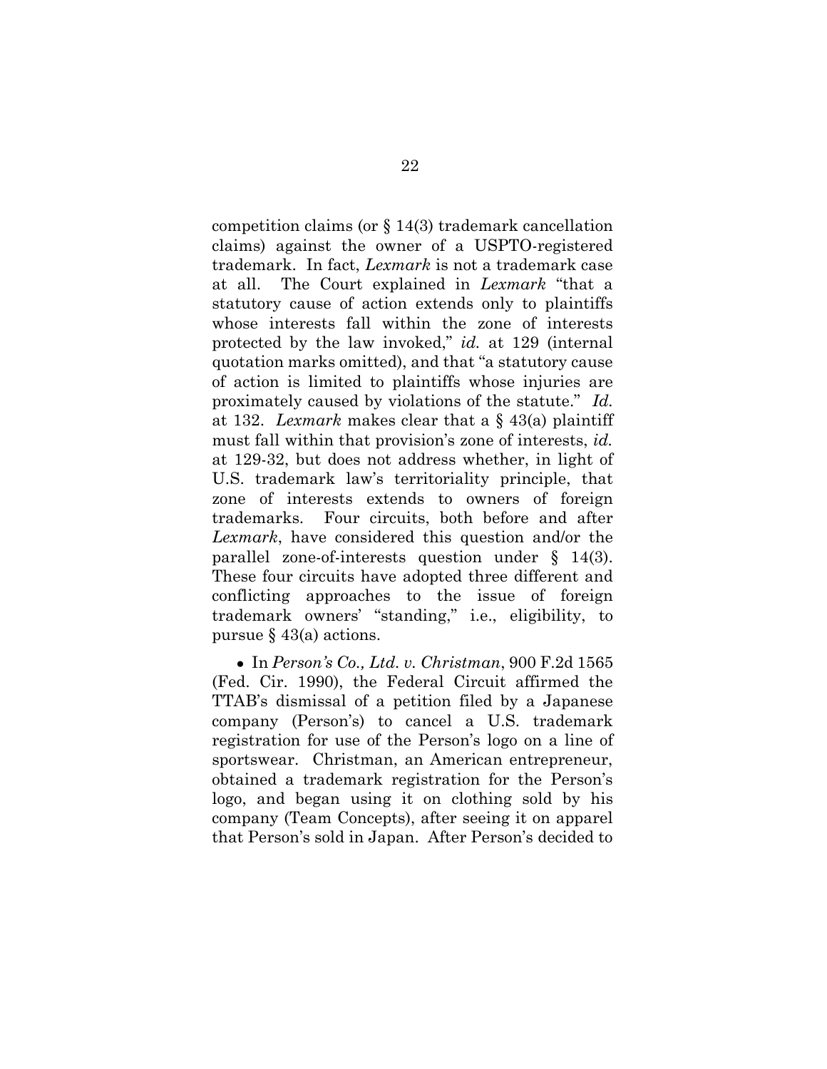competition claims (or § 14(3) trademark cancellation claims) against the owner of a USPTO-registered trademark. In fact, *Lexmark* is not a trademark case at all. The Court explained in *Lexmark* "that a statutory cause of action extends only to plaintiffs whose interests fall within the zone of interests protected by the law invoked," *id.* at 129 (internal quotation marks omitted), and that "a statutory cause of action is limited to plaintiffs whose injuries are proximately caused by violations of the statute." *Id.* at 132. *Lexmark* makes clear that a § 43(a) plaintiff must fall within that provision's zone of interests, *id.* at 129-32, but does not address whether, in light of U.S. trademark law's territoriality principle, that zone of interests extends to owners of foreign trademarks. Four circuits, both before and after *Lexmark*, have considered this question and/or the parallel zone-of-interests question under § 14(3). These four circuits have adopted three different and conflicting approaches to the issue of foreign trademark owners' "standing," i.e., eligibility, to pursue § 43(a) actions.

- In *Person's Co., Ltd. v. Christman*, 900 F.2d 1565 (Fed. Cir. 1990), the Federal Circuit affirmed the TTAB's dismissal of a petition filed by a Japanese company (Person's) to cancel a U.S. trademark registration for use of the Person's logo on a line of sportswear. Christman, an American entrepreneur, obtained a trademark registration for the Person's logo, and began using it on clothing sold by his company (Team Concepts), after seeing it on apparel that Person's sold in Japan. After Person's decided to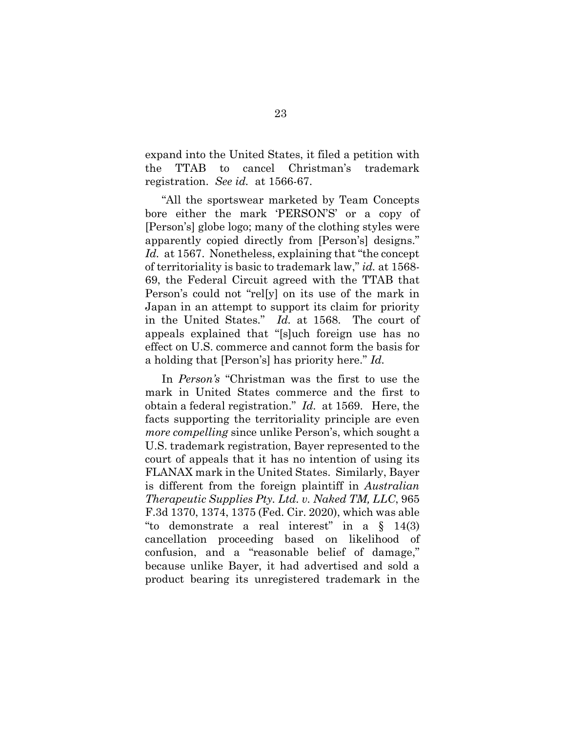expand into the United States, it filed a petition with the TTAB to cancel Christman's trademark registration. *See id.* at 1566-67.

"All the sportswear marketed by Team Concepts bore either the mark 'PERSON'S' or a copy of [Person's] globe logo; many of the clothing styles were apparently copied directly from [Person's] designs." *Id.* at 1567. Nonetheless, explaining that "the concept of territoriality is basic to trademark law," *id.* at 1568-69, the Federal Circuit agreed with the TTAB that Person's could not "rel[y] on its use of the mark in Japan in an attempt to support its claim for priority in the United States." *Id.* at 1568. The court of appeals explained that "[s]uch foreign use has no effect on U.S. commerce and cannot form the basis for a holding that [Person's] has priority here." *Id.*

In *Person's* "Christman was the first to use the mark in United States commerce and the first to obtain a federal registration." *Id.* at 1569. Here, the facts supporting the territoriality principle are even *more compelling* since unlike Person's, which sought a U.S. trademark registration, Bayer represented to the court of appeals that it has no intention of using its FLANAX mark in the United States. Similarly, Bayer is different from the foreign plaintiff in *Australian Therapeutic Supplies Pty. Ltd. v. Naked TM, LLC*, 965 F.3d 1370, 1374, 1375 (Fed. Cir. 2020), which was able "to demonstrate a real interest" in a § 14(3) cancellation proceeding based on likelihood of confusion, and a "reasonable belief of damage," because unlike Bayer, it had advertised and sold a product bearing its unregistered trademark in the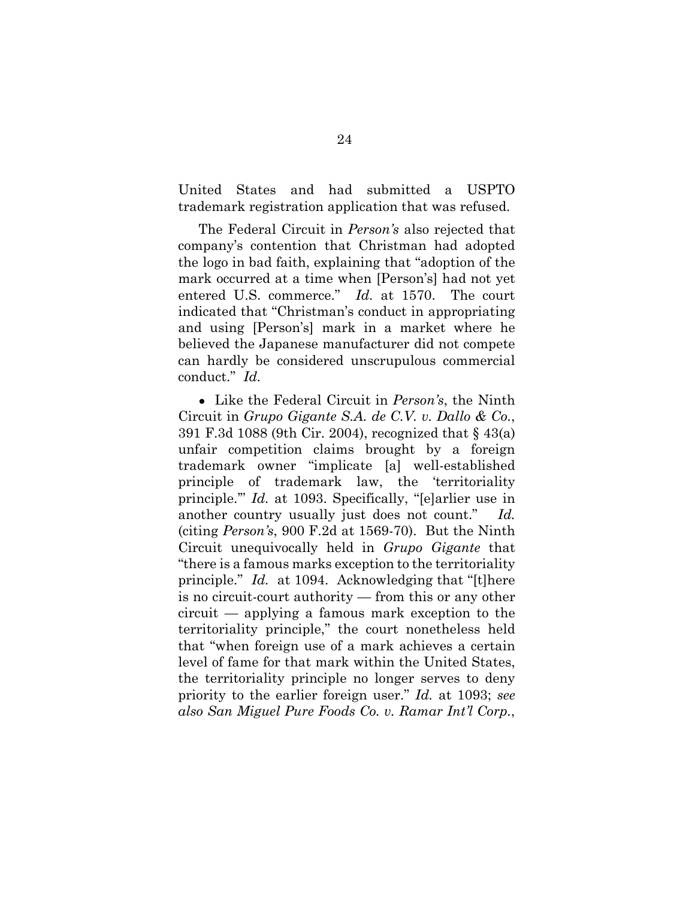United States and had submitted a USPTO trademark registration application that was refused.

The Federal Circuit in *Person's* also rejected that company's contention that Christman had adopted the logo in bad faith, explaining that "adoption of the mark occurred at a time when [Person's] had not yet entered U.S. commerce." *Id.* at 1570. The court indicated that "Christman's conduct in appropriating and using [Person's] mark in a market where he believed the Japanese manufacturer did not compete can hardly be considered unscrupulous commercial conduct." *Id.*

- Like the Federal Circuit in *Person's*, the Ninth Circuit in *Grupo Gigante S.A. de C.V. v. Dallo & Co.*, 391 F.3d 1088 (9th Cir. 2004), recognized that § 43(a) unfair competition claims brought by a foreign trademark owner "implicate [a] well-established principle of trademark law, the 'territoriality principle.'" *Id.* at 1093. Specifically, "[e]arlier use in another country usually just does not count." *Id.* (citing *Person's*, 900 F.2d at 1569-70). But the Ninth Circuit unequivocally held in *Grupo Gigante* that "there is a famous marks exception to the territoriality principle." *Id.* at 1094. Acknowledging that "[t]here is no circuit-court authority — from this or any other circuit — applying a famous mark exception to the territoriality principle," the court nonetheless held that "when foreign use of a mark achieves a certain level of fame for that mark within the United States, the territoriality principle no longer serves to deny priority to the earlier foreign user." *Id.* at 1093; *see also San Miguel Pure Foods Co. v. Ramar Int'l Corp.*,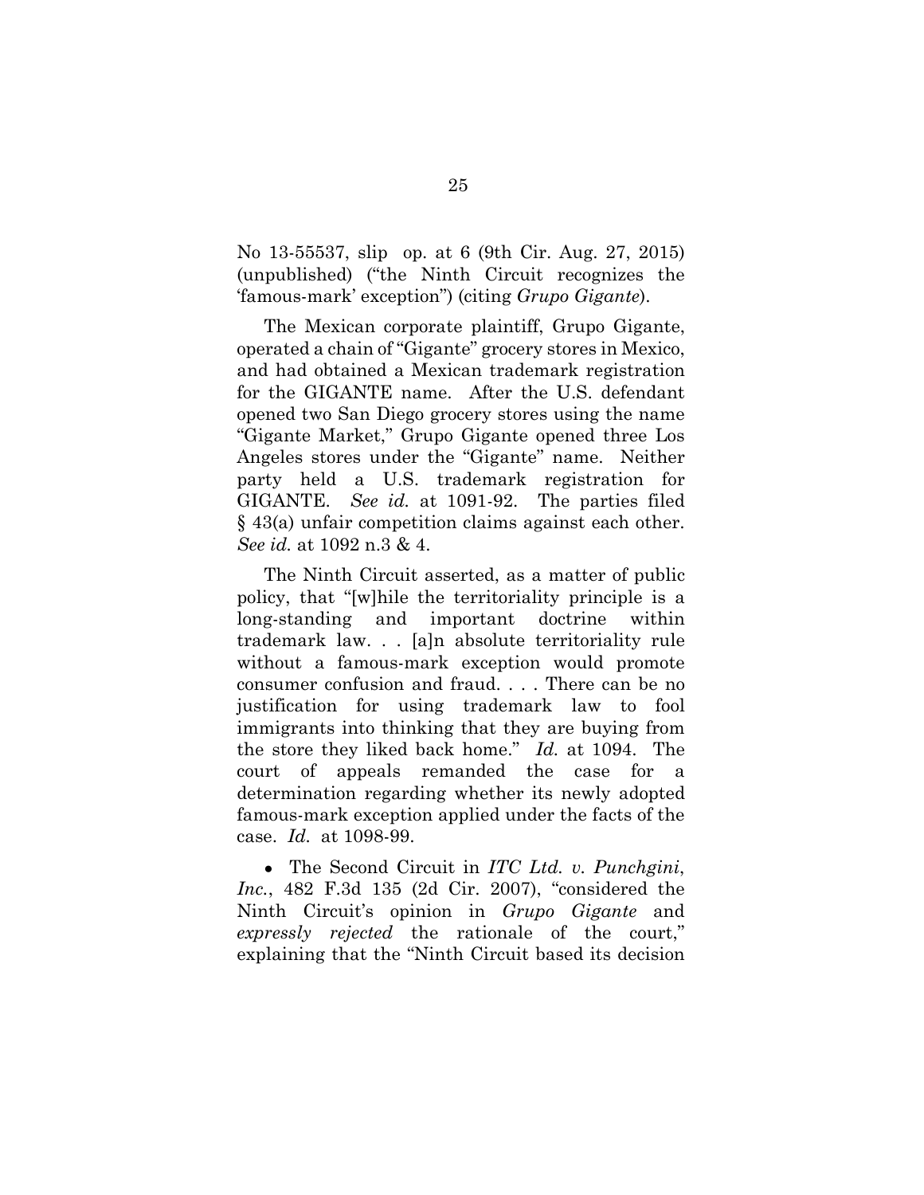No 13-55537, slip op. at 6 (9th Cir. Aug. 27, 2015) (unpublished) ("the Ninth Circuit recognizes the 'famous-mark' exception") (citing *Grupo Gigante*).

The Mexican corporate plaintiff, Grupo Gigante, operated a chain of "Gigante" grocery stores in Mexico, and had obtained a Mexican trademark registration for the GIGANTE name. After the U.S. defendant opened two San Diego grocery stores using the name "Gigante Market," Grupo Gigante opened three Los Angeles stores under the "Gigante" name. Neither party held a U.S. trademark registration for GIGANTE. *See id.* at 1091-92. The parties filed § 43(a) unfair competition claims against each other. *See id.* at 1092 n.3 & 4.

The Ninth Circuit asserted, as a matter of public policy, that "[w]hile the territoriality principle is a long-standing and important doctrine within trademark law. . . [a]n absolute territoriality rule without a famous-mark exception would promote consumer confusion and fraud. . . . There can be no justification for using trademark law to fool immigrants into thinking that they are buying from the store they liked back home." *Id.* at 1094. The court of appeals remanded the case for a determination regarding whether its newly adopted famous-mark exception applied under the facts of the case. *Id.* at 1098-99.

- The Second Circuit in *ITC Ltd. v. Punchgini, Inc.*, 482 F.3d 135 (2d Cir. 2007), "considered the Ninth Circuit's opinion in *Grupo Gigante* and *expressly rejected* the rationale of the court," explaining that the "Ninth Circuit based its decision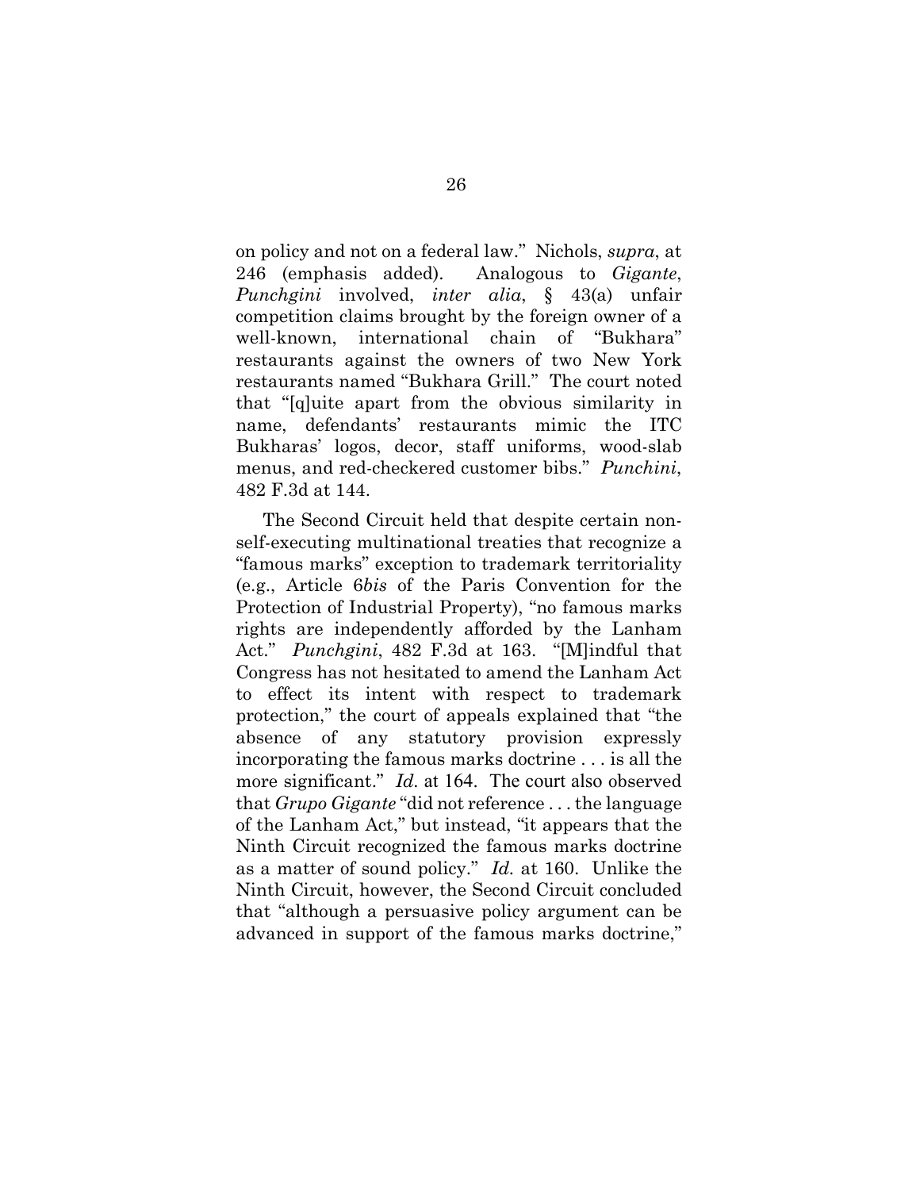on policy and not on a federal law." Nichols, *supra*, at 246 (emphasis added). Analogous to *Gigante*, *Punchgini* involved, *inter alia*, § 43(a) unfair competition claims brought by the foreign owner of a well-known, international chain of "Bukhara" restaurants against the owners of two New York restaurants named "Bukhara Grill." The court noted that "[q]uite apart from the obvious similarity in name, defendants' restaurants mimic the ITC Bukharas' logos, decor, staff uniforms, wood-slab menus, and red-checkered customer bibs." *Punchini*, 482 F.3d at 144.

The Second Circuit held that despite certain non-self-executing multinational treaties that recognize a "famous marks" exception to trademark territoriality (e.g., Article 6*bis* of the Paris Convention for the Protection of Industrial Property), "no famous marks rights are independently afforded by the Lanham Act." *Punchgini*, 482 F.3d at 163. "[M]indful that Congress has not hesitated to amend the Lanham Act to effect its intent with respect to trademark protection," the court of appeals explained that "the absence of any statutory provision expressly incorporating the famous marks doctrine . . . is all the more significant." *Id.* at 164. The court also observed that *Grupo Gigante* "did not reference . . . the language of the Lanham Act," but instead, "it appears that the Ninth Circuit recognized the famous marks doctrine as a matter of sound policy." *Id.* at 160. Unlike the Ninth Circuit, however, the Second Circuit concluded that "although a persuasive policy argument can be advanced in support of the famous marks doctrine,"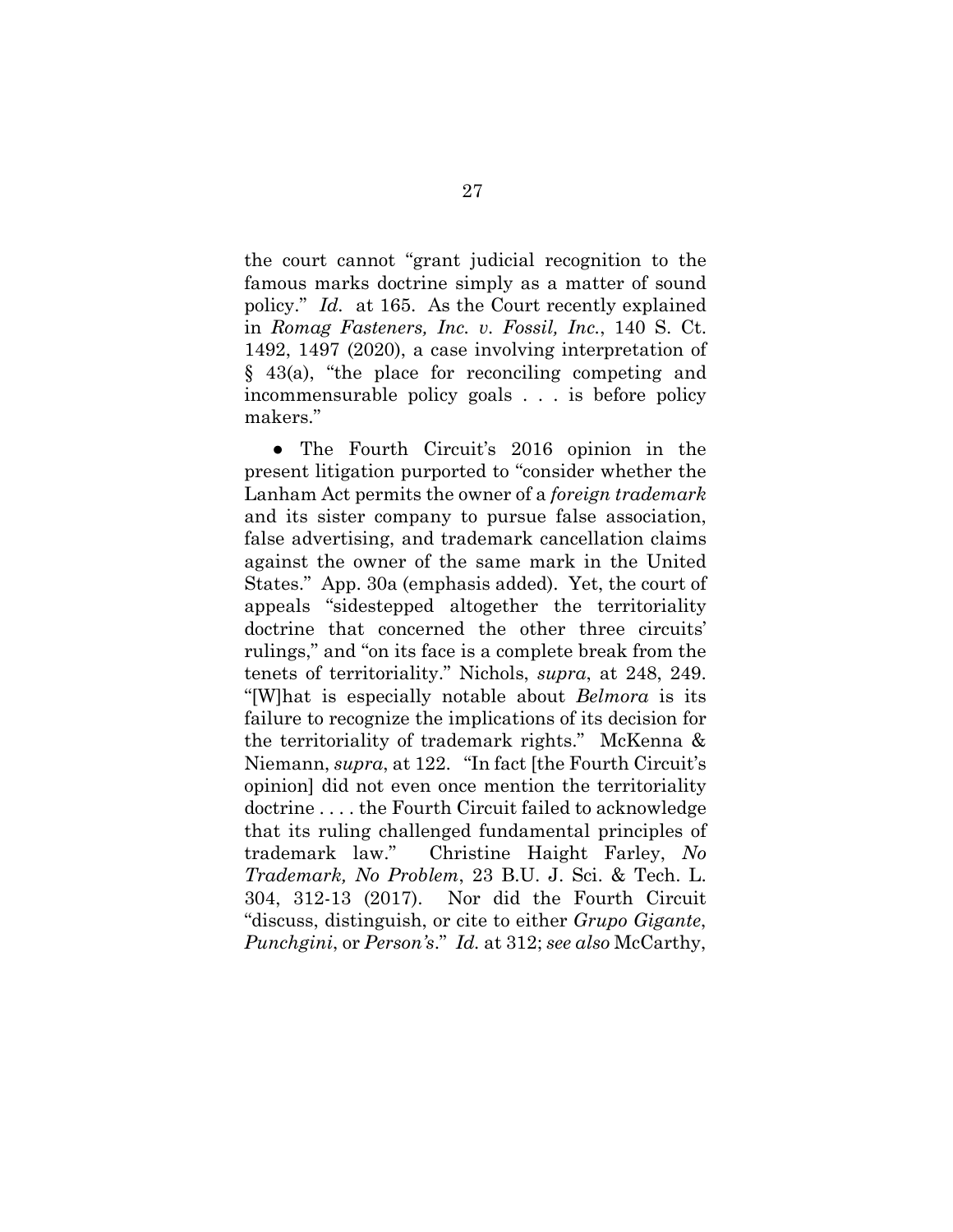the court cannot "grant judicial recognition to the famous marks doctrine simply as a matter of sound policy." *Id.* at 165. As the Court recently explained in *Romag Fasteners, Inc. v. Fossil, Inc.*, 140 S. Ct. 1492, 1497 (2020), a case involving interpretation of § 43(a), "the place for reconciling competing and incommensurable policy goals . . . is before policy makers."

- The Fourth Circuit's 2016 opinion in the present litigation purported to "consider whether the Lanham Act permits the owner of a *foreign trademark* and its sister company to pursue false association, false advertising, and trademark cancellation claims against the owner of the same mark in the United States." App. 30a (emphasis added). Yet, the court of appeals "sidestepped altogether the territoriality doctrine that concerned the other three circuits' rulings," and "on its face is a complete break from the tenets of territoriality." Nichols, *supra*, at 248, 249. "[W]hat is especially notable about *Belmora* is its failure to recognize the implications of its decision for the territoriality of trademark rights." McKenna & Niemann, *supra*, at 122. "In fact [the Fourth Circuit's opinion] did not even once mention the territoriality doctrine . . . . the Fourth Circuit failed to acknowledge that its ruling challenged fundamental principles of trademark law." Christine Haight Farley, *No Trademark, No Problem*, 23 B.U. J. Sci. & Tech. L. 304, 312-13 (2017). Nor did the Fourth Circuit "discuss, distinguish, or cite to either *Grupo Gigante*, *Punchgini*, or *Person's*." *Id.* at 312; *see also* McCarthy,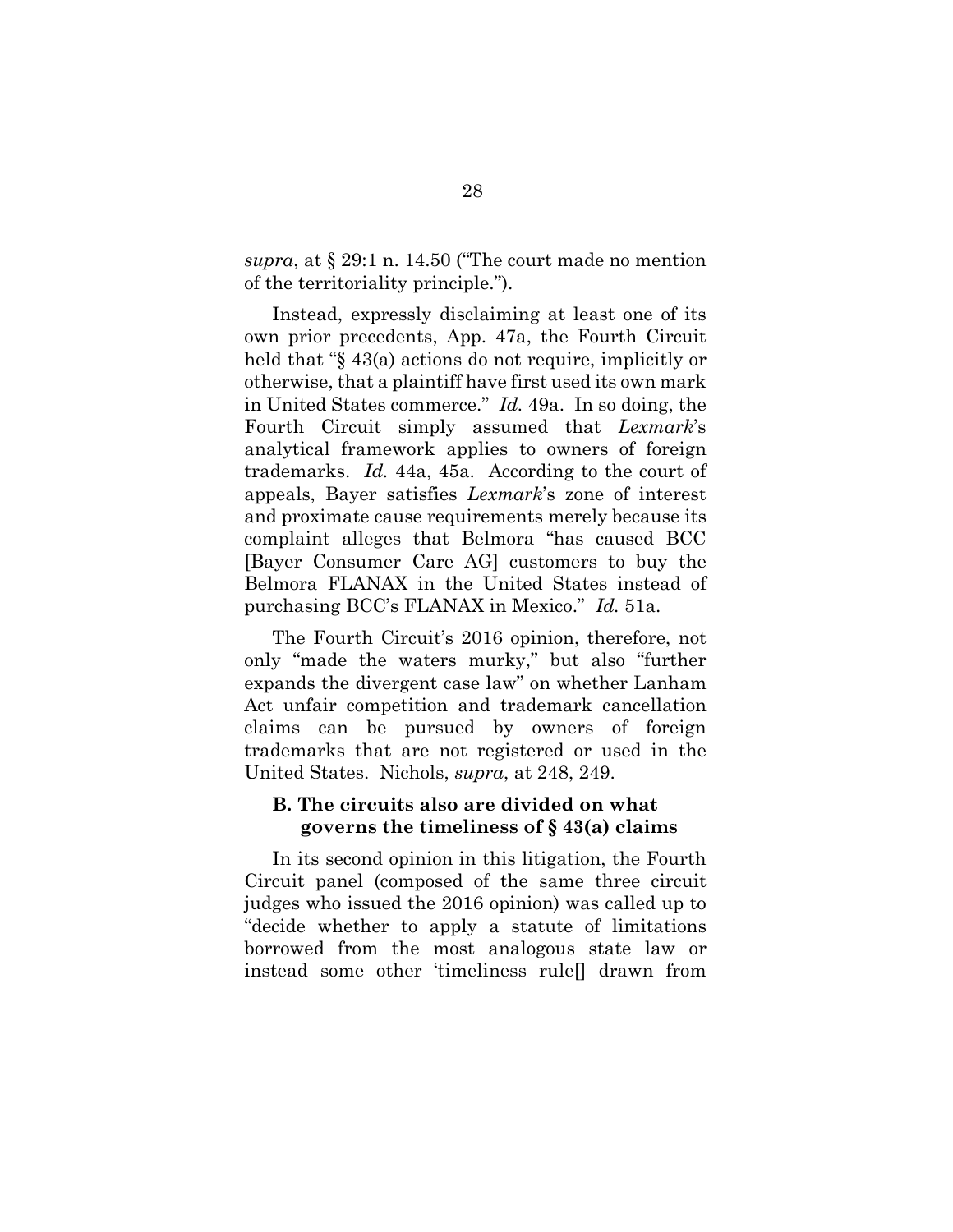*supra*, at § 29:1 n. 14.50 ("The court made no mention of the territoriality principle.").

Instead, expressly disclaiming at least one of its own prior precedents, App. 47a, the Fourth Circuit held that "§ 43(a) actions do not require, implicitly or otherwise, that a plaintiff have first used its own mark in United States commerce." *Id.* 49a. In so doing, the Fourth Circuit simply assumed that *Lexmark*'s analytical framework applies to owners of foreign trademarks. *Id.* 44a, 45a. According to the court of appeals, Bayer satisfies *Lexmark*'s zone of interest and proximate cause requirements merely because its complaint alleges that Belmora "has caused BCC [Bayer Consumer Care AG] customers to buy the Belmora FLANAX in the United States instead of purchasing BCC's FLANAX in Mexico." *Id.* 51a.

The Fourth Circuit's 2016 opinion, therefore, not only "made the waters murky," but also "further expands the divergent case law" on whether Lanham Act unfair competition and trademark cancellation claims can be pursued by owners of foreign trademarks that are not registered or used in the United States. Nichols, *supra*, at 248, 249.

### B. The circuits also are divided on what governs the timeliness of § 43(a) claims

In its second opinion in this litigation, the Fourth Circuit panel (composed of the same three circuit judges who issued the 2016 opinion) was called up to "decide whether to apply a statute of limitations borrowed from the most analogous state law or instead some other 'timeliness rule[] drawn from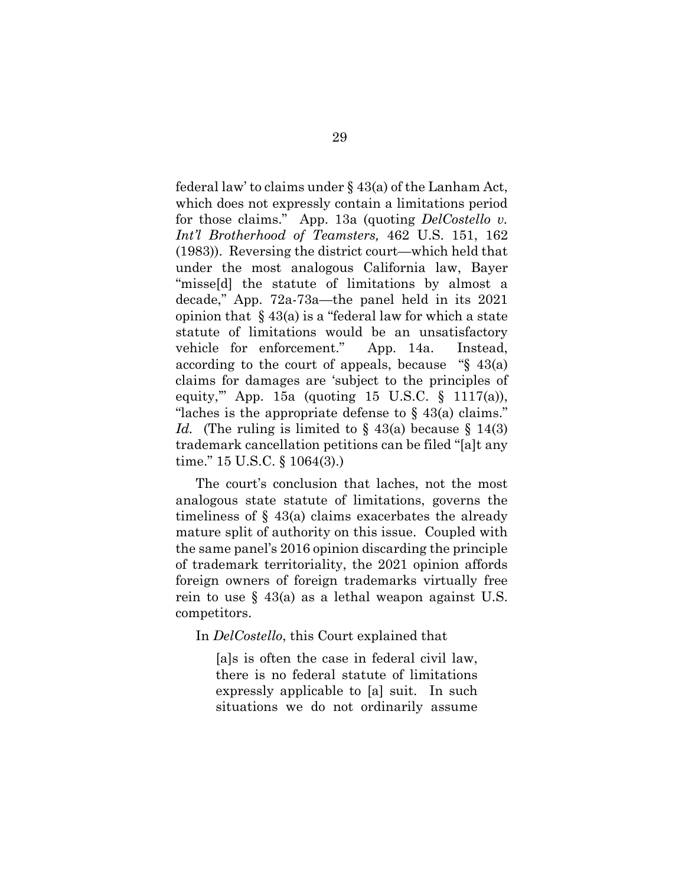federal law' to claims under § 43(a) of the Lanham Act, which does not expressly contain a limitations period for those claims." App. 13a (quoting *DelCostello v. Int'l Brotherhood of Teamsters,* 462 U.S. 151, 162 (1983)). Reversing the district court—which held that under the most analogous California law, Bayer "misse[d] the statute of limitations by almost a decade," App. 72a-73a—the panel held in its 2021 opinion that § 43(a) is a "federal law for which a state statute of limitations would be an unsatisfactory vehicle for enforcement." App. 14a. Instead, according to the court of appeals, because "§ 43(a) claims for damages are 'subject to the principles of equity,'" App. 15a (quoting 15 U.S.C. § 1117(a)), "laches is the appropriate defense to § 43(a) claims." *Id.* (The ruling is limited to § 43(a) because § 14(3) trademark cancellation petitions can be filed "[a]t any time." 15 U.S.C. § 1064(3).)

The court's conclusion that laches, not the most analogous state statute of limitations, governs the timeliness of § 43(a) claims exacerbates the already mature split of authority on this issue. Coupled with the same panel's 2016 opinion discarding the principle of trademark territoriality, the 2021 opinion affords foreign owners of foreign trademarks virtually free rein to use § 43(a) as a lethal weapon against U.S. competitors.

In *DelCostello*, this Court explained that

> [a]s is often the case in federal civil law, there is no federal statute of limitations expressly applicable to [a] suit. In such situations we do not ordinarily assume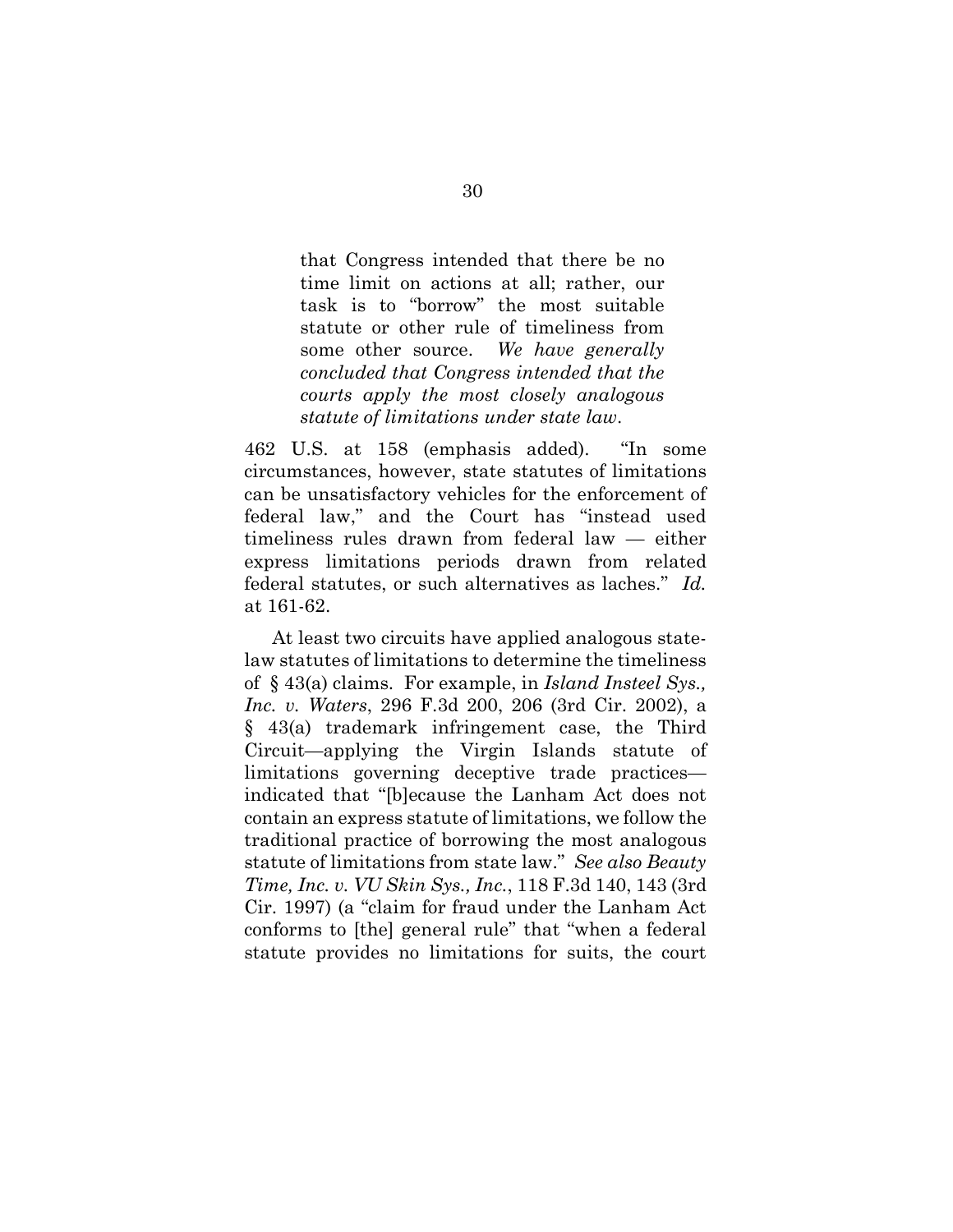> that Congress intended that there be no time limit on actions at all; rather, our task is to "borrow" the most suitable statute or other rule of timeliness from some other source. *We have generally concluded that Congress intended that the courts apply the most closely analogous statute of limitations under state law.*

462 U.S. at 158 (emphasis added). "In some circumstances, however, state statutes of limitations can be unsatisfactory vehicles for the enforcement of federal law," and the Court has "instead used timeliness rules drawn from federal law — either express limitations periods drawn from related federal statutes, or such alternatives as laches." *Id.* at 161-62.

At least two circuits have applied analogous state-law statutes of limitations to determine the timeliness of § 43(a) claims. For example, in *Island Insteel Sys., Inc. v. Waters*, 296 F.3d 200, 206 (3rd Cir. 2002), a § 43(a) trademark infringement case, the Third Circuit—applying the Virgin Islands statute of limitations governing deceptive trade practices—indicated that "[b]ecause the Lanham Act does not contain an express statute of limitations, we follow the traditional practice of borrowing the most analogous statute of limitations from state law." *See also Beauty Time, Inc. v. VU Skin Sys., Inc.*, 118 F.3d 140, 143 (3rd Cir. 1997) (a "claim for fraud under the Lanham Act conforms to [the] general rule" that "when a federal statute provides no limitations for suits, the court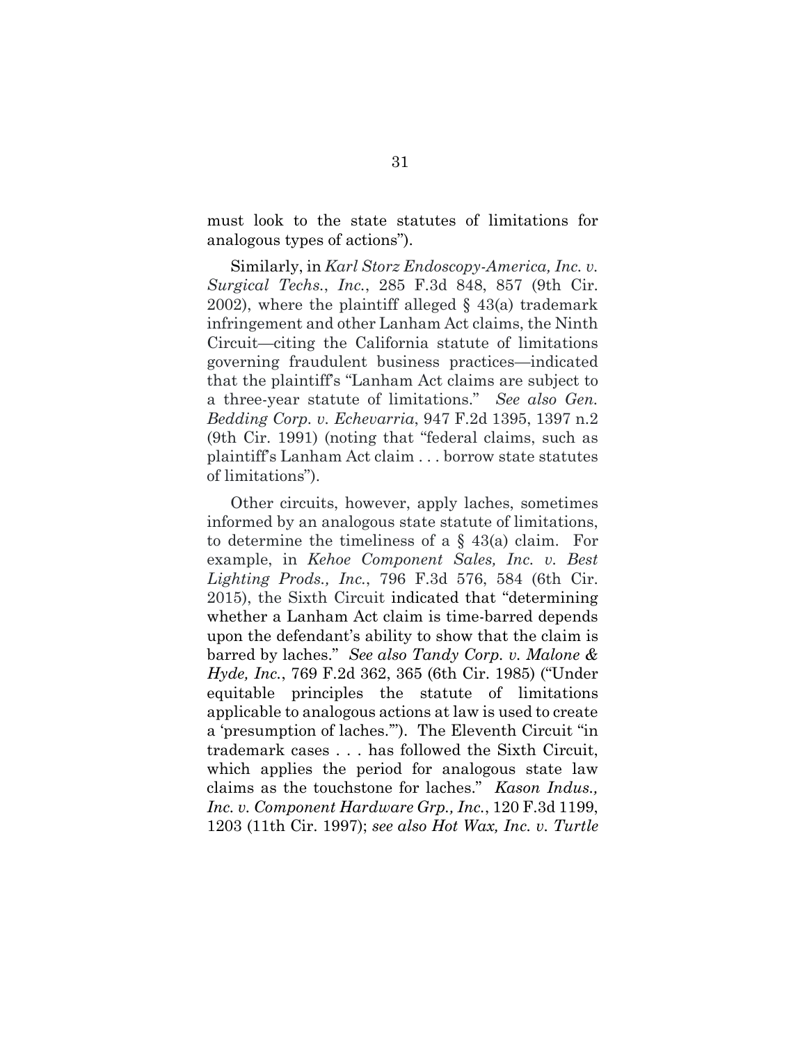must look to the state statutes of limitations for analogous types of actions").

Similarly, in *Karl Storz Endoscopy-America, Inc. v. Surgical Techs., Inc.*, 285 F.3d 848, 857 (9th Cir. 2002), where the plaintiff alleged § 43(a) trademark infringement and other Lanham Act claims, the Ninth Circuit—citing the California statute of limitations governing fraudulent business practices—indicated that the plaintiff's "Lanham Act claims are subject to a three-year statute of limitations." *See also Gen. Bedding Corp. v. Echevarria*, 947 F.2d 1395, 1397 n.2 (9th Cir. 1991) (noting that "federal claims, such as plaintiff's Lanham Act claim . . . borrow state statutes of limitations").

Other circuits, however, apply laches, sometimes informed by an analogous state statute of limitations, to determine the timeliness of a § 43(a) claim. For example, in *Kehoe Component Sales, Inc. v. Best Lighting Prods., Inc.*, 796 F.3d 576, 584 (6th Cir. 2015), the Sixth Circuit indicated that "determining whether a Lanham Act claim is time-barred depends upon the defendant's ability to show that the claim is barred by laches." *See also Tandy Corp. v. Malone & Hyde, Inc.*, 769 F.2d 362, 365 (6th Cir. 1985) ("Under equitable principles the statute of limitations applicable to analogous actions at law is used to create a 'presumption of laches.'"). The Eleventh Circuit "in trademark cases . . . has followed the Sixth Circuit, which applies the period for analogous state law claims as the touchstone for laches." *Kason Indus., Inc. v. Component Hardware Grp., Inc.*, 120 F.3d 1199, 1203 (11th Cir. 1997); *see also Hot Wax, Inc. v. Turtle*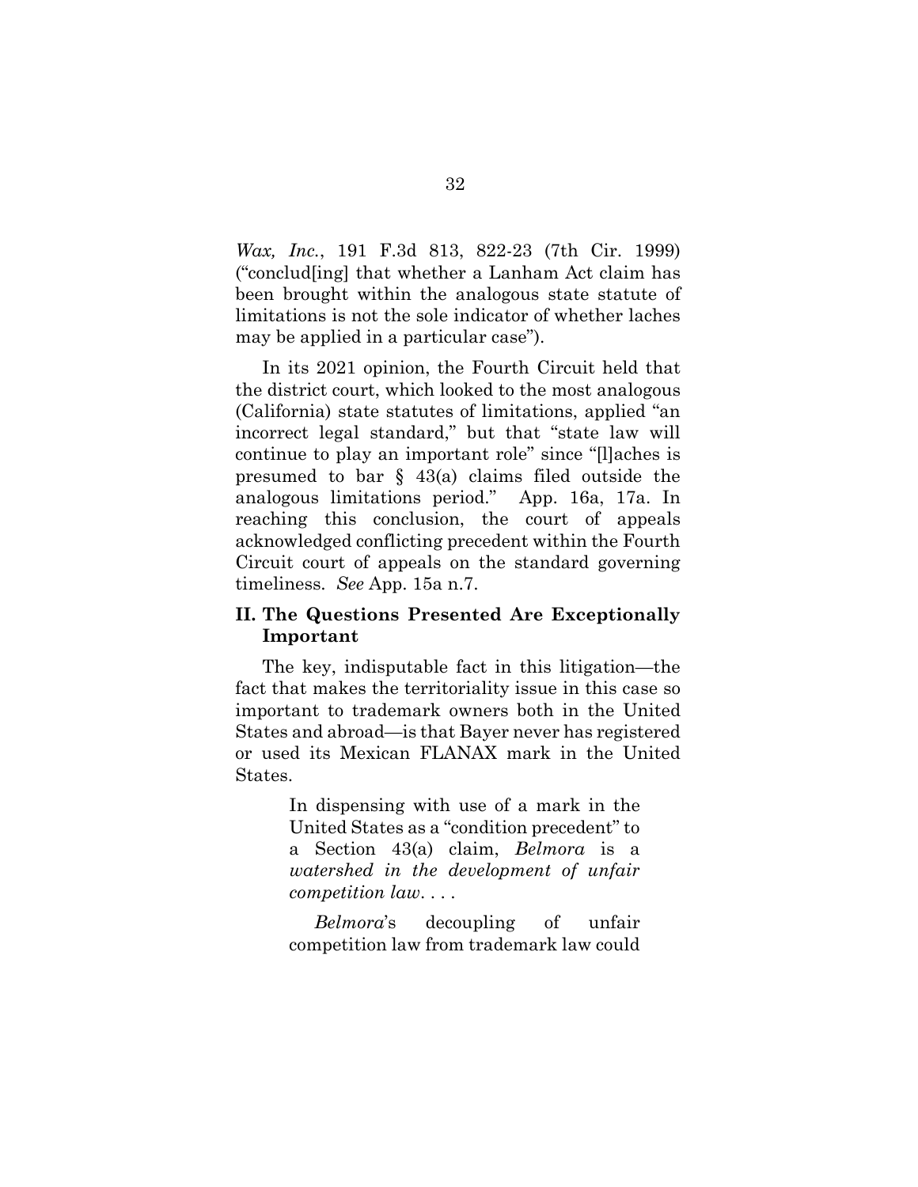*Wax, Inc.*, 191 F.3d 813, 822-23 (7th Cir. 1999) ("conclud[ing] that whether a Lanham Act claim has been brought within the analogous state statute of limitations is not the sole indicator of whether laches may be applied in a particular case").

In its 2021 opinion, the Fourth Circuit held that the district court, which looked to the most analogous (California) state statutes of limitations, applied "an incorrect legal standard," but that "state law will continue to play an important role" since "[l]aches is presumed to bar § 43(a) claims filed outside the analogous limitations period." App. 16a, 17a. In reaching this conclusion, the court of appeals acknowledged conflicting precedent within the Fourth Circuit court of appeals on the standard governing timeliness. *See* App. 15a n.7.

## II. The Questions Presented Are Exceptionally Important

The key, indisputable fact in this litigation—the fact that makes the territoriality issue in this case so important to trademark owners both in the United States and abroad—is that Bayer never has registered or used its Mexican FLANAX mark in the United States.

> In dispensing with use of a mark in the United States as a "condition precedent" to a Section 43(a) claim, *Belmora* is a *watershed in the development of unfair competition law*. . . .
>
> *Belmora*'s decoupling of unfair competition law from trademark law could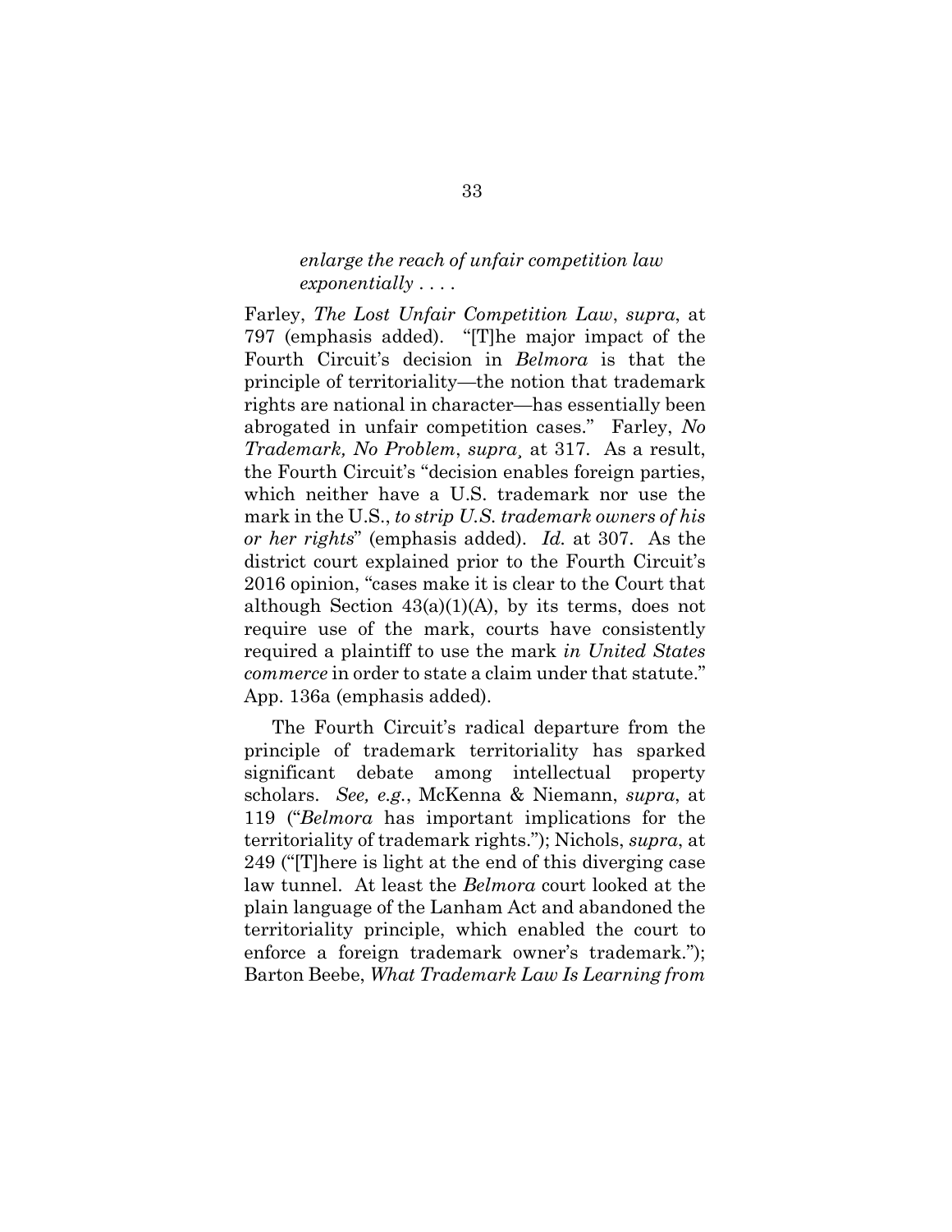> *enlarge the reach of unfair competition law exponentially* . . . .

Farley, *The Lost Unfair Competition Law*, *supra*, at 797 (emphasis added). "[T]he major impact of the Fourth Circuit's decision in *Belmora* is that the principle of territoriality—the notion that trademark rights are national in character—has essentially been abrogated in unfair competition cases." Farley, *No Trademark, No Problem*, *supra*¸ at 317. As a result, the Fourth Circuit's "decision enables foreign parties, which neither have a U.S. trademark nor use the mark in the U.S., *to strip U.S. trademark owners of his or her rights*" (emphasis added). *Id.* at 307. As the district court explained prior to the Fourth Circuit's 2016 opinion, "cases make it is clear to the Court that although Section 43(a)(1)(A), by its terms, does not require use of the mark, courts have consistently required a plaintiff to use the mark *in United States commerce* in order to state a claim under that statute." App. 136a (emphasis added).

The Fourth Circuit's radical departure from the principle of trademark territoriality has sparked significant debate among intellectual property scholars. *See, e.g.*, McKenna & Niemann, *supra*, at 119 ("*Belmora* has important implications for the territoriality of trademark rights."); Nichols, *supra*, at 249 ("[T]here is light at the end of this diverging case law tunnel. At least the *Belmora* court looked at the plain language of the Lanham Act and abandoned the territoriality principle, which enabled the court to enforce a foreign trademark owner's trademark."); Barton Beebe, *What Trademark Law Is Learning from*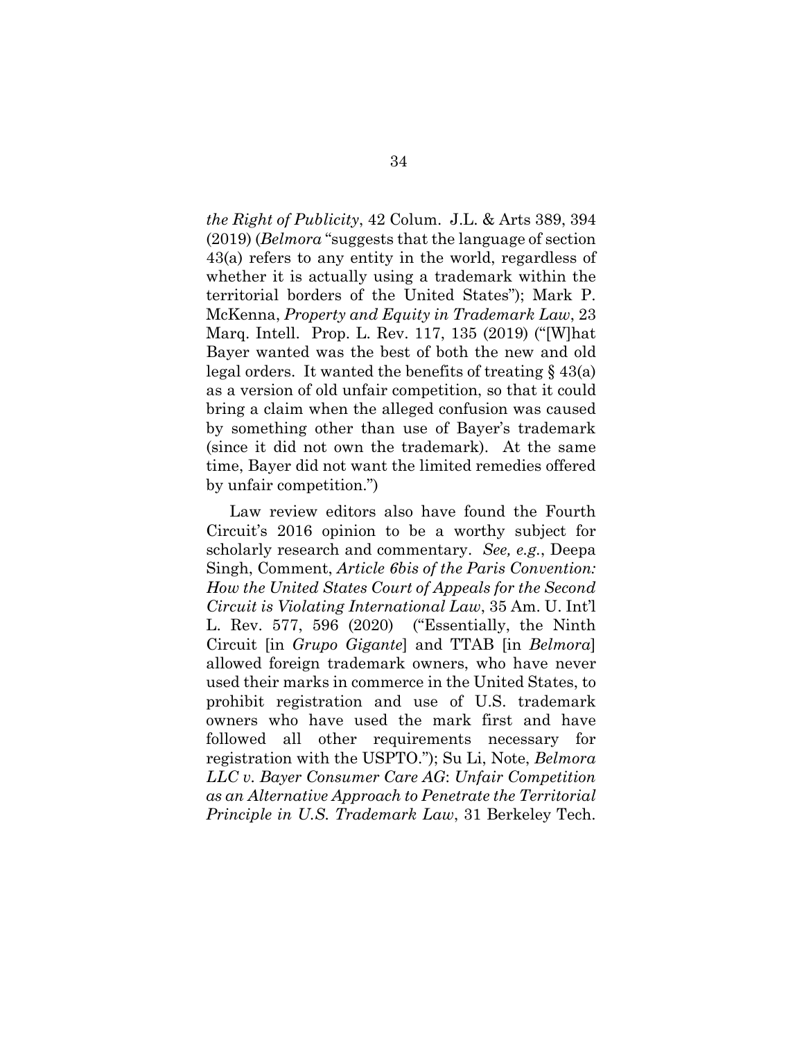*the Right of Publicity*, 42 Colum. J.L. & Arts 389, 394 (2019) (*Belmora* "suggests that the language of section 43(a) refers to any entity in the world, regardless of whether it is actually using a trademark within the territorial borders of the United States"); Mark P. McKenna, *Property and Equity in Trademark Law*, 23 Marq. Intell. Prop. L. Rev. 117, 135 (2019) ("[W]hat Bayer wanted was the best of both the new and old legal orders. It wanted the benefits of treating § 43(a) as a version of old unfair competition, so that it could bring a claim when the alleged confusion was caused by something other than use of Bayer's trademark (since it did not own the trademark). At the same time, Bayer did not want the limited remedies offered by unfair competition.")

Law review editors also have found the Fourth Circuit's 2016 opinion to be a worthy subject for scholarly research and commentary. *See, e.g.*, Deepa Singh, Comment, *Article 6bis of the Paris Convention: How the United States Court of Appeals for the Second Circuit is Violating International Law*, 35 Am. U. Int'l L. Rev. 577, 596 (2020) ("Essentially, the Ninth Circuit [in *Grupo Gigante*] and TTAB [in *Belmora*] allowed foreign trademark owners, who have never used their marks in commerce in the United States, to prohibit registration and use of U.S. trademark owners who have used the mark first and have followed all other requirements necessary for registration with the USPTO."); Su Li, Note, *Belmora LLC v. Bayer Consumer Care AG*: *Unfair Competition as an Alternative Approach to Penetrate the Territorial Principle in U.S. Trademark Law*, 31 Berkeley Tech.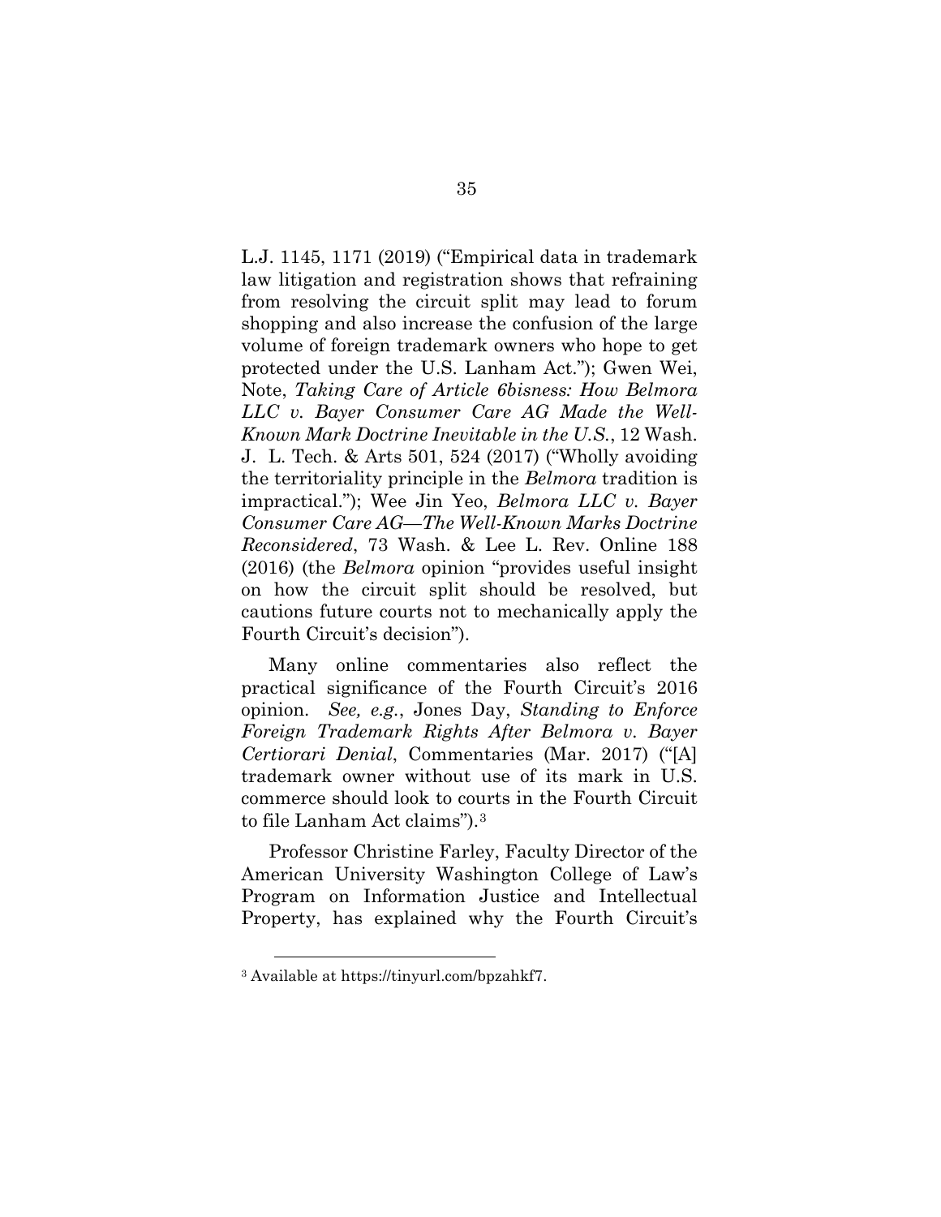L.J. 1145, 1171 (2019) ("Empirical data in trademark law litigation and registration shows that refraining from resolving the circuit split may lead to forum shopping and also increase the confusion of the large volume of foreign trademark owners who hope to get protected under the U.S. Lanham Act."); Gwen Wei, Note, *Taking Care of Article 6bisness: How Belmora LLC v. Bayer Consumer Care AG Made the Well-Known Mark Doctrine Inevitable in the U.S.*, 12 Wash. J. L. Tech. & Arts 501, 524 (2017) ("Wholly avoiding the territoriality principle in the *Belmora* tradition is impractical."); Wee Jin Yeo, *Belmora LLC v. Bayer Consumer Care AG—The Well-Known Marks Doctrine Reconsidered*, 73 Wash. & Lee L. Rev. Online 188 (2016) (the *Belmora* opinion "provides useful insight on how the circuit split should be resolved, but cautions future courts not to mechanically apply the Fourth Circuit's decision").

Many online commentaries also reflect the practical significance of the Fourth Circuit's 2016 opinion. *See, e.g.*, Jones Day, *Standing to Enforce Foreign Trademark Rights After Belmora v. Bayer Certiorari Denial*, Commentaries (Mar. 2017) ("[A] trademark owner without use of its mark in U.S. commerce should look to courts in the Fourth Circuit to file Lanham Act claims").[3]

Professor Christine Farley, Faculty Director of the American University Washington College of Law's Program on Information Justice and Intellectual Property, has explained why the Fourth Circuit's

---

[3] Available at https://tinyurl.com/bpzahkf7.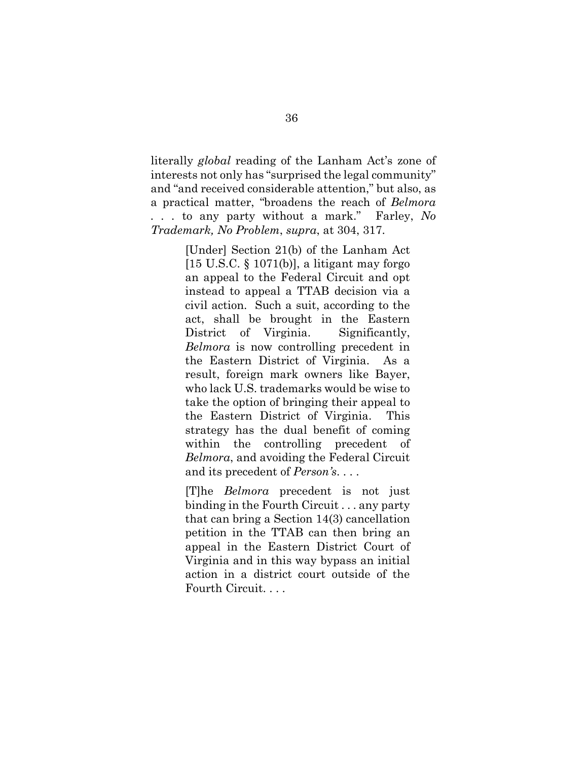literally *global* reading of the Lanham Act's zone of interests not only has "surprised the legal community" and "and received considerable attention," but also, as a practical matter, "broadens the reach of *Belmora* . . . to any party without a mark." Farley, *No Trademark, No Problem*, *supra*, at 304, 317.

> [Under] Section 21(b) of the Lanham Act [15 U.S.C. § 1071(b)], a litigant may forgo an appeal to the Federal Circuit and opt instead to appeal a TTAB decision via a civil action. Such a suit, according to the act, shall be brought in the Eastern District of Virginia. Significantly, *Belmora* is now controlling precedent in the Eastern District of Virginia. As a result, foreign mark owners like Bayer, who lack U.S. trademarks would be wise to take the option of bringing their appeal to the Eastern District of Virginia. This strategy has the dual benefit of coming within the controlling precedent of *Belmora*, and avoiding the Federal Circuit and its precedent of *Person's*. . . .
>
> [T]he *Belmora* precedent is not just binding in the Fourth Circuit . . . any party that can bring a Section 14(3) cancellation petition in the TTAB can then bring an appeal in the Eastern District Court of Virginia and in this way bypass an initial action in a district court outside of the Fourth Circuit. . . .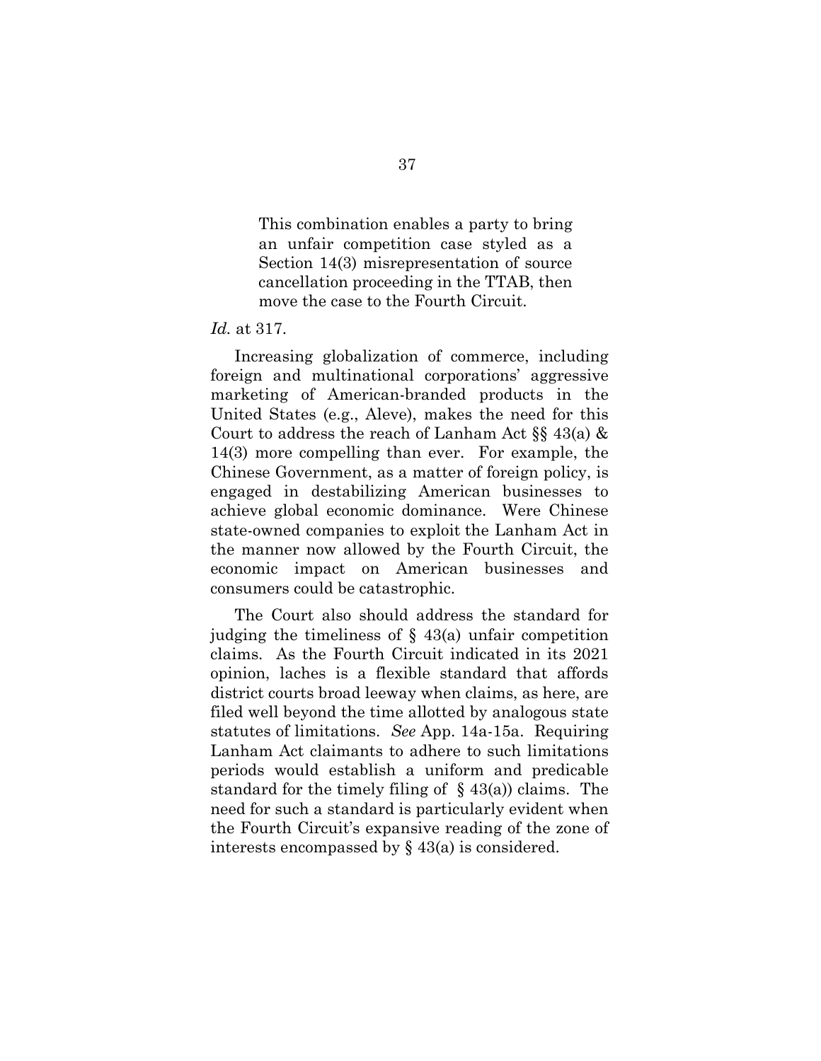> This combination enables a party to bring an unfair competition case styled as a Section 14(3) misrepresentation of source cancellation proceeding in the TTAB, then move the case to the Fourth Circuit.

*Id.* at 317.

Increasing globalization of commerce, including foreign and multinational corporations' aggressive marketing of American-branded products in the United States (e.g., Aleve), makes the need for this Court to address the reach of Lanham Act §§ 43(a) & 14(3) more compelling than ever. For example, the Chinese Government, as a matter of foreign policy, is engaged in destabilizing American businesses to achieve global economic dominance. Were Chinese state-owned companies to exploit the Lanham Act in the manner now allowed by the Fourth Circuit, the economic impact on American businesses and consumers could be catastrophic.

The Court also should address the standard for judging the timeliness of § 43(a) unfair competition claims. As the Fourth Circuit indicated in its 2021 opinion, laches is a flexible standard that affords district courts broad leeway when claims, as here, are filed well beyond the time allotted by analogous state statutes of limitations. *See* App. 14a-15a. Requiring Lanham Act claimants to adhere to such limitations periods would establish a uniform and predicable standard for the timely filing of § 43(a)) claims. The need for such a standard is particularly evident when the Fourth Circuit's expansive reading of the zone of interests encompassed by § 43(a) is considered.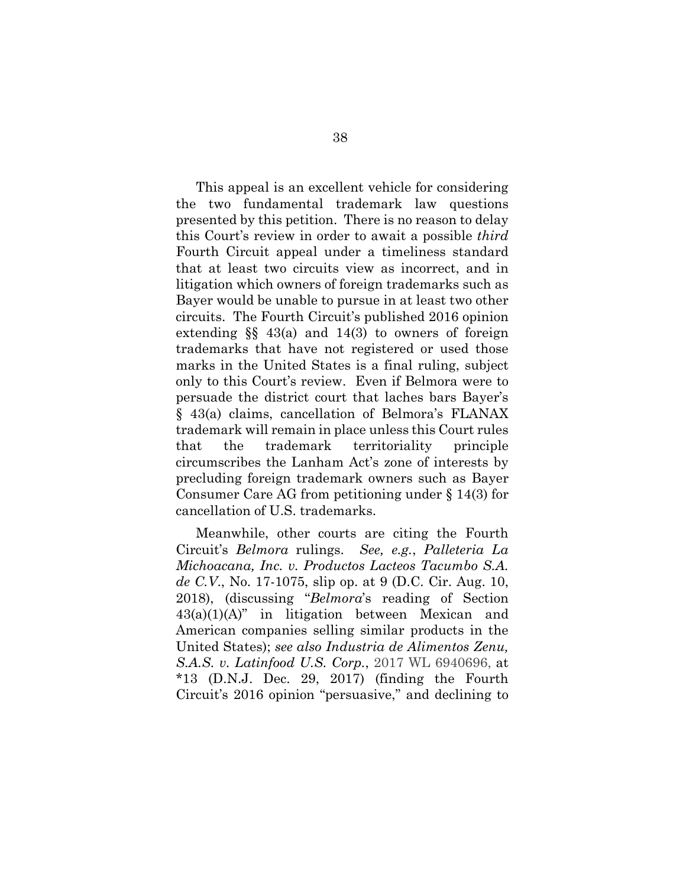This appeal is an excellent vehicle for considering the two fundamental trademark law questions presented by this petition. There is no reason to delay this Court's review in order to await a possible *third* Fourth Circuit appeal under a timeliness standard that at least two circuits view as incorrect, and in litigation which owners of foreign trademarks such as Bayer would be unable to pursue in at least two other circuits. The Fourth Circuit's published 2016 opinion extending §§ 43(a) and 14(3) to owners of foreign trademarks that have not registered or used those marks in the United States is a final ruling, subject only to this Court's review. Even if Belmora were to persuade the district court that laches bars Bayer's § 43(a) claims, cancellation of Belmora's FLANAX trademark will remain in place unless this Court rules that the trademark territoriality principle circumscribes the Lanham Act's zone of interests by precluding foreign trademark owners such as Bayer Consumer Care AG from petitioning under § 14(3) for cancellation of U.S. trademarks.

Meanwhile, other courts are citing the Fourth Circuit's *Belmora* rulings. *See, e.g.*, *Palleteria La Michoacana, Inc. v. Productos Lacteos Tacumbo S.A. de C.V.*, No. 17-1075, slip op. at 9 (D.C. Cir. Aug. 10, 2018), (discussing "*Belmora*'s reading of Section 43(a)(1)(A)" in litigation between Mexican and American companies selling similar products in the United States); *see also Industria de Alimentos Zenu, S.A.S. v. Latinfood U.S. Corp.*, 2017 WL 6940696, at *13 (D.N.J. Dec. 29, 2017) (finding the Fourth Circuit's 2016 opinion "persuasive," and declining to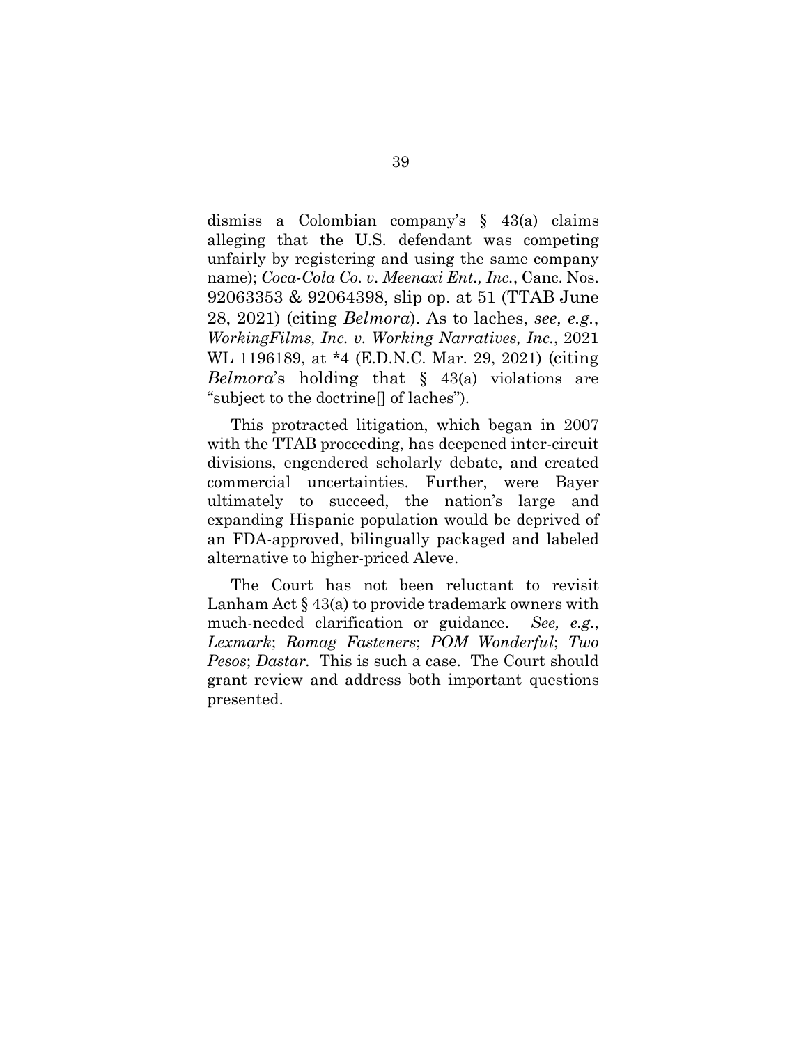dismiss a Colombian company's § 43(a) claims alleging that the U.S. defendant was competing unfairly by registering and using the same company name); *Coca-Cola Co. v. Meenaxi Ent., Inc.*, Canc. Nos. 92063353 & 92064398, slip op. at 51 (TTAB June 28, 2021) (citing *Belmora*). As to laches, *see, e.g.*, *WorkingFilms, Inc. v. Working Narratives, Inc.*, 2021 WL 1196189, at *4 (E.D.N.C. Mar. 29, 2021) (citing *Belmora*'s holding that § 43(a) violations are "subject to the doctrine[] of laches").

This protracted litigation, which began in 2007 with the TTAB proceeding, has deepened inter-circuit divisions, engendered scholarly debate, and created commercial uncertainties. Further, were Bayer ultimately to succeed, the nation's large and expanding Hispanic population would be deprived of an FDA-approved, bilingually packaged and labeled alternative to higher-priced Aleve.

The Court has not been reluctant to revisit Lanham Act § 43(a) to provide trademark owners with much-needed clarification or guidance. *See, e.g.*, *Lexmark*; *Romag Fasteners*; *POM Wonderful*; *Two Pesos*; *Dastar*. This is such a case. The Court should grant review and address both important questions presented.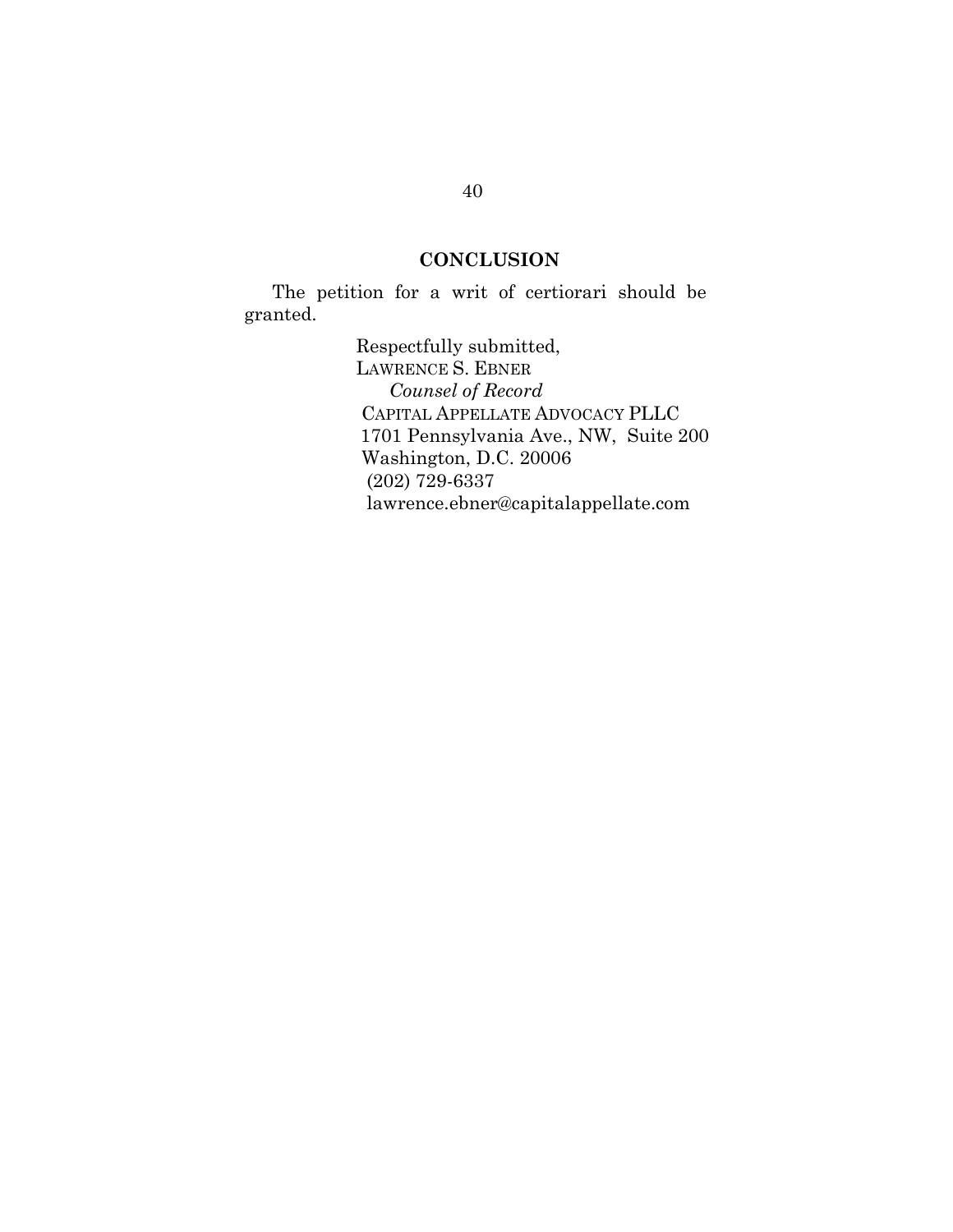## CONCLUSION

The petition for a writ of certiorari should be granted.

Respectfully submitted,
LAWRENCE S. EBNER
*Counsel of Record*
CAPITAL APPELLATE ADVOCACY PLLC
1701 Pennsylvania Ave., NW, Suite 200
Washington, D.C. 20006
(202) 729-6337
lawrence.ebner@capitalappellate.com